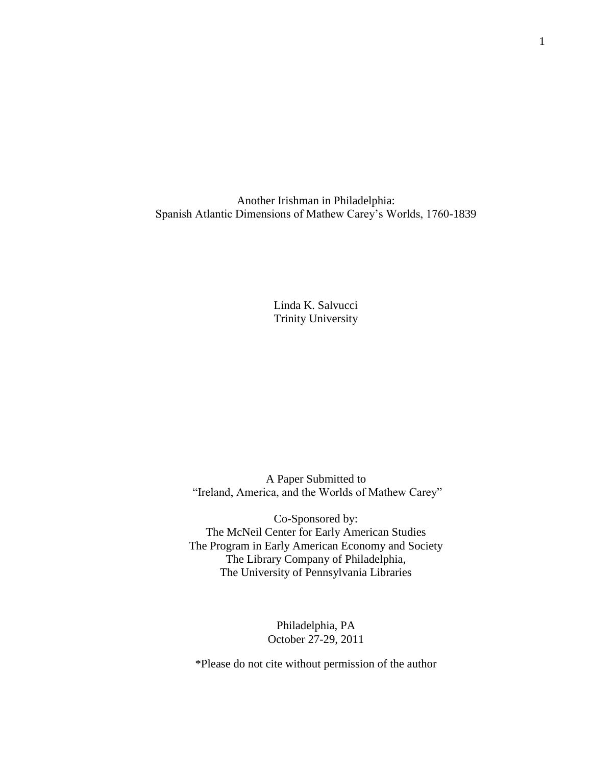# Another Irishman in Philadelphia:
## Spanish Atlantic Dimensions of Mathew Carey's Worlds, 1760-1839

Linda K. Salvucci
Trinity University

A Paper Submitted to
"Ireland, America, and the Worlds of Mathew Carey"

Co-Sponsored by:
The McNeil Center for Early American Studies
The Program in Early American Economy and Society
The Library Company of Philadelphia,
The University of Pennsylvania Libraries

Philadelphia, PA
October 27-29, 2011

*Please do not cite without permission of the author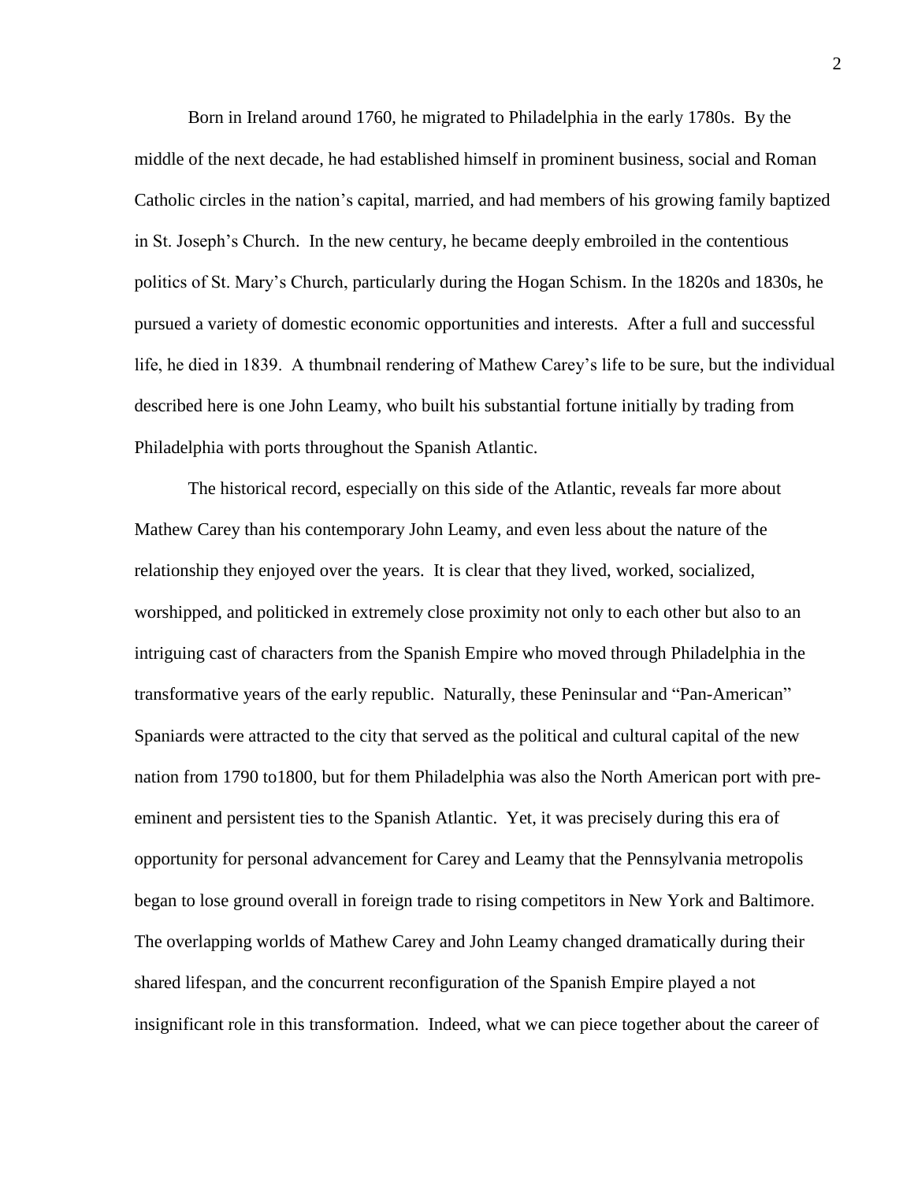Born in Ireland around 1760, he migrated to Philadelphia in the early 1780s. By the middle of the next decade, he had established himself in prominent business, social and Roman Catholic circles in the nation's capital, married, and had members of his growing family baptized in St. Joseph's Church. In the new century, he became deeply embroiled in the contentious politics of St. Mary's Church, particularly during the Hogan Schism. In the 1820s and 1830s, he pursued a variety of domestic economic opportunities and interests. After a full and successful life, he died in 1839. A thumbnail rendering of Mathew Carey's life to be sure, but the individual described here is one John Leamy, who built his substantial fortune initially by trading from Philadelphia with ports throughout the Spanish Atlantic.

The historical record, especially on this side of the Atlantic, reveals far more about Mathew Carey than his contemporary John Leamy, and even less about the nature of the relationship they enjoyed over the years. It is clear that they lived, worked, socialized, worshipped, and politicked in extremely close proximity not only to each other but also to an intriguing cast of characters from the Spanish Empire who moved through Philadelphia in the transformative years of the early republic. Naturally, these Peninsular and "Pan-American" Spaniards were attracted to the city that served as the political and cultural capital of the new nation from 1790 to1800, but for them Philadelphia was also the North American port with pre-eminent and persistent ties to the Spanish Atlantic. Yet, it was precisely during this era of opportunity for personal advancement for Carey and Leamy that the Pennsylvania metropolis began to lose ground overall in foreign trade to rising competitors in New York and Baltimore. The overlapping worlds of Mathew Carey and John Leamy changed dramatically during their shared lifespan, and the concurrent reconfiguration of the Spanish Empire played a not insignificant role in this transformation. Indeed, what we can piece together about the career of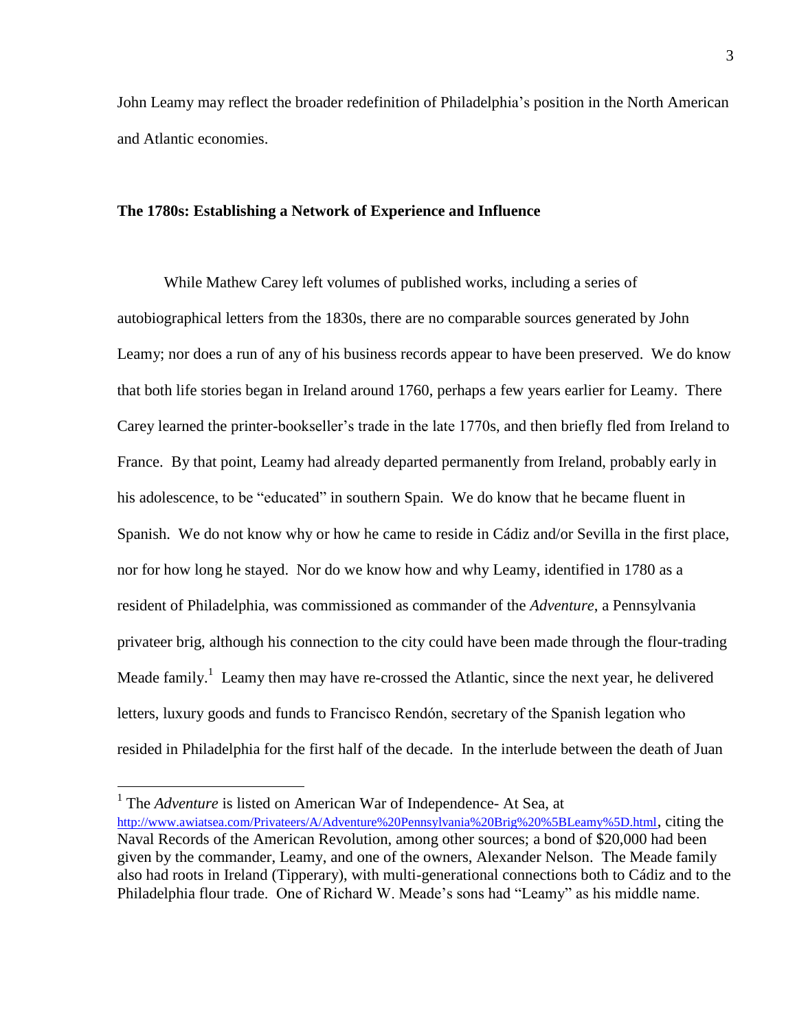John Leamy may reflect the broader redefinition of Philadelphia's position in the North American and Atlantic economies.

## The 1780s: Establishing a Network of Experience and Influence

While Mathew Carey left volumes of published works, including a series of autobiographical letters from the 1830s, there are no comparable sources generated by John Leamy; nor does a run of any of his business records appear to have been preserved. We do know that both life stories began in Ireland around 1760, perhaps a few years earlier for Leamy. There Carey learned the printer-bookseller's trade in the late 1770s, and then briefly fled from Ireland to France. By that point, Leamy had already departed permanently from Ireland, probably early in his adolescence, to be "educated" in southern Spain. We do know that he became fluent in Spanish. We do not know why or how he came to reside in Cádiz and/or Sevilla in the first place, nor for how long he stayed. Nor do we know how and why Leamy, identified in 1780 as a resident of Philadelphia, was commissioned as commander of the *Adventure*, a Pennsylvania privateer brig, although his connection to the city could have been made through the flour-trading Meade family.[1] Leamy then may have re-crossed the Atlantic, since the next year, he delivered letters, luxury goods and funds to Francisco Rendón, secretary of the Spanish legation who resided in Philadelphia for the first half of the decade. In the interlude between the death of Juan

[1] The *Adventure* is listed on American War of Independence- At Sea, at http://www.awiatsea.com/Privateers/A/Adventure%20Pennsylvania%20Brig%20%5BLeamy%5D.html, citing the Naval Records of the American Revolution, among other sources; a bond of $20,000 had been given by the commander, Leamy, and one of the owners, Alexander Nelson. The Meade family also had roots in Ireland (Tipperary), with multi-generational connections both to Cádiz and to the Philadelphia flour trade. One of Richard W. Meade's sons had "Leamy" as his middle name.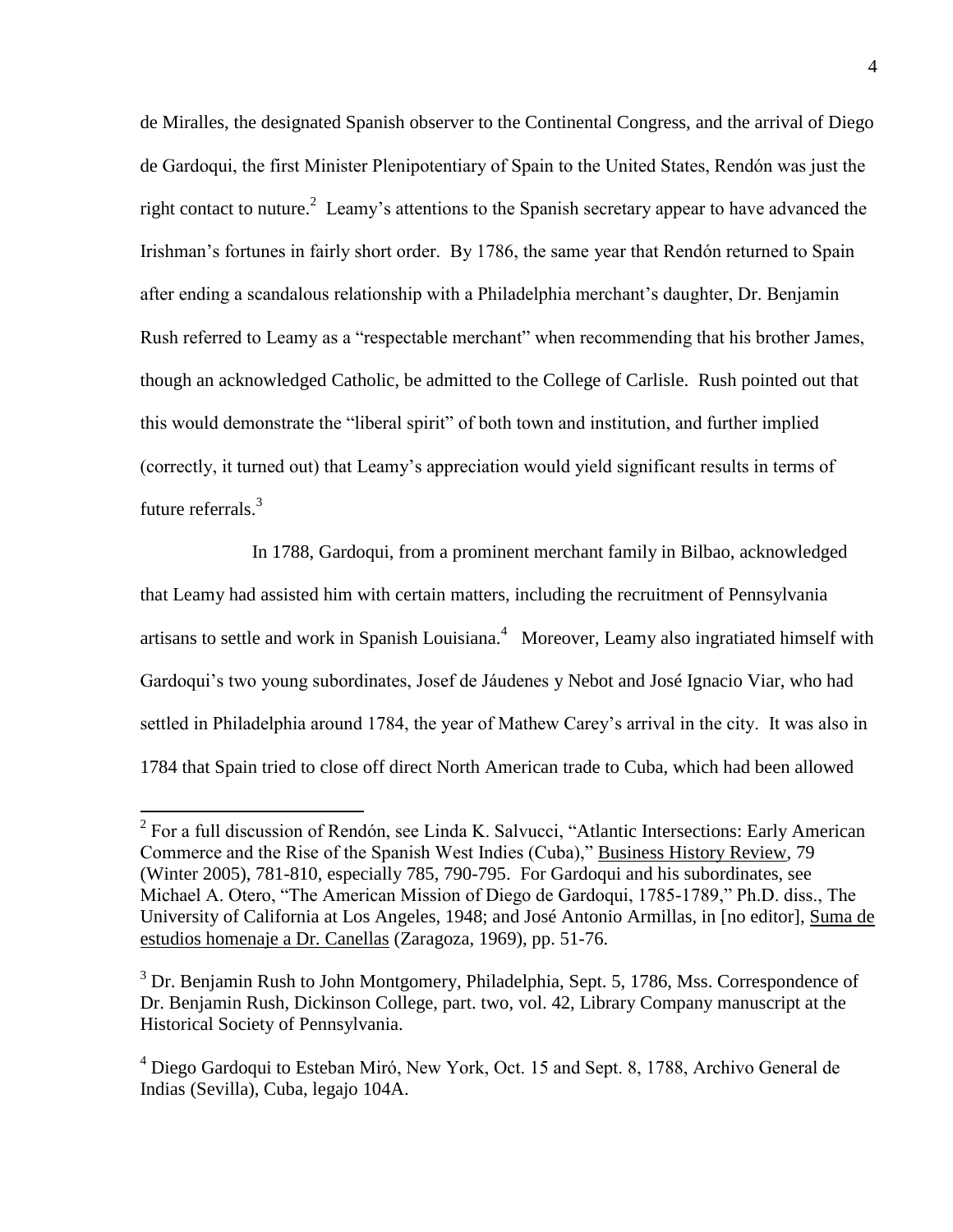de Miralles, the designated Spanish observer to the Continental Congress, and the arrival of Diego de Gardoqui, the first Minister Plenipotentiary of Spain to the United States, Rendón was just the right contact to nuture.[2] Leamy's attentions to the Spanish secretary appear to have advanced the Irishman's fortunes in fairly short order. By 1786, the same year that Rendón returned to Spain after ending a scandalous relationship with a Philadelphia merchant's daughter, Dr. Benjamin Rush referred to Leamy as a "respectable merchant" when recommending that his brother James, though an acknowledged Catholic, be admitted to the College of Carlisle. Rush pointed out that this would demonstrate the "liberal spirit" of both town and institution, and further implied (correctly, it turned out) that Leamy's appreciation would yield significant results in terms of future referrals.[3]

In 1788, Gardoqui, from a prominent merchant family in Bilbao, acknowledged that Leamy had assisted him with certain matters, including the recruitment of Pennsylvania artisans to settle and work in Spanish Louisiana.[4] Moreover, Leamy also ingratiated himself with Gardoqui's two young subordinates, Josef de Jáudenes y Nebot and José Ignacio Viar, who had settled in Philadelphia around 1784, the year of Mathew Carey's arrival in the city. It was also in 1784 that Spain tried to close off direct North American trade to Cuba, which had been allowed

---

[2] For a full discussion of Rendón, see Linda K. Salvucci, "Atlantic Intersections: Early American Commerce and the Rise of the Spanish West Indies (Cuba)," Business History Review, 79 (Winter 2005), 781-810, especially 785, 790-795. For Gardoqui and his subordinates, see Michael A. Otero, "The American Mission of Diego de Gardoqui, 1785-1789," Ph.D. diss., The University of California at Los Angeles, 1948; and José Antonio Armillas, in [no editor], Suma de estudios homenaje a Dr. Canellas (Zaragoza, 1969), pp. 51-76.

[3] Dr. Benjamin Rush to John Montgomery, Philadelphia, Sept. 5, 1786, Mss. Correspondence of Dr. Benjamin Rush, Dickinson College, part. two, vol. 42, Library Company manuscript at the Historical Society of Pennsylvania.

[4] Diego Gardoqui to Esteban Miró, New York, Oct. 15 and Sept. 8, 1788, Archivo General de Indias (Sevilla), Cuba, legajo 104A.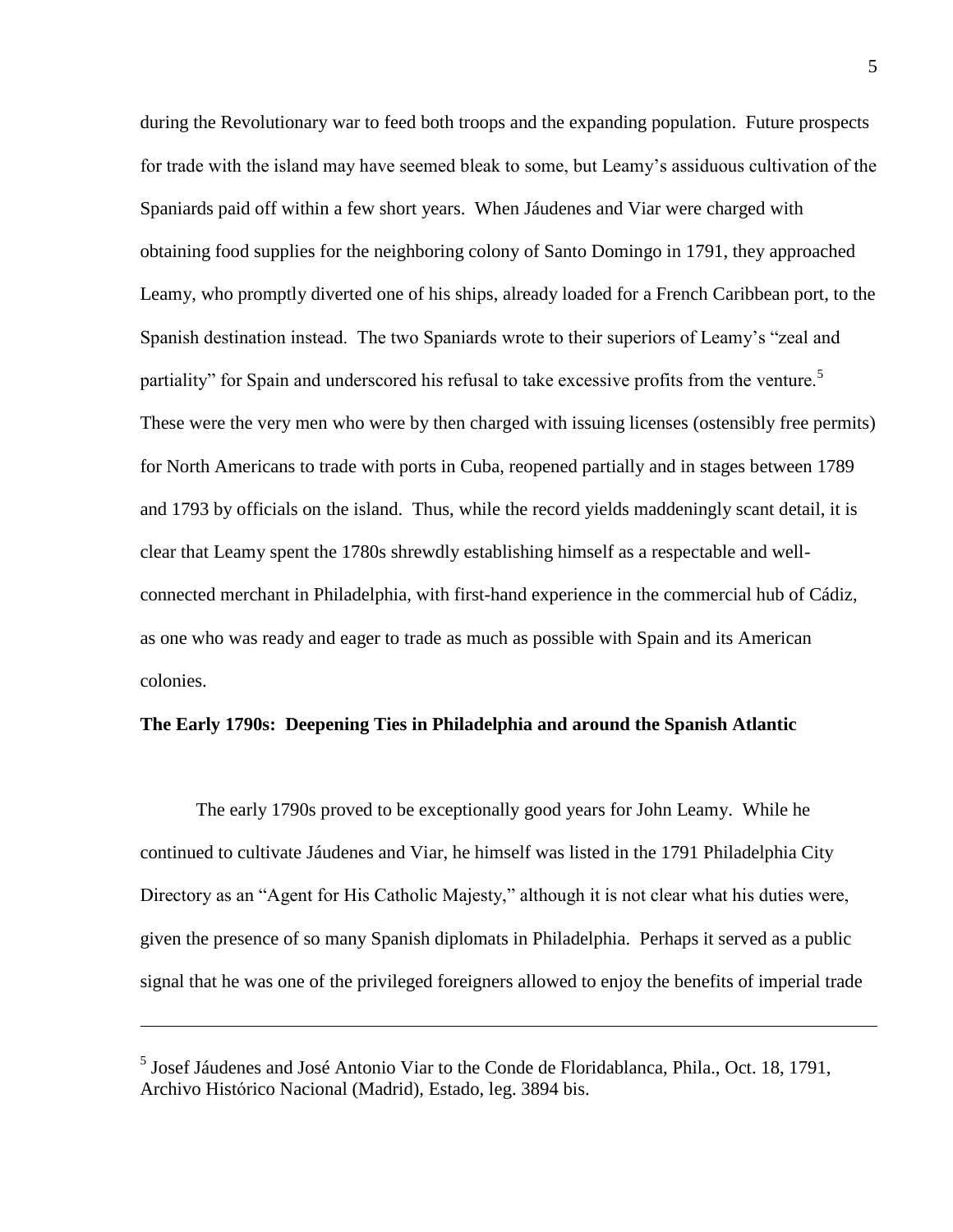during the Revolutionary war to feed both troops and the expanding population. Future prospects for trade with the island may have seemed bleak to some, but Leamy's assiduous cultivation of the Spaniards paid off within a few short years. When Jáudenes and Viar were charged with obtaining food supplies for the neighboring colony of Santo Domingo in 1791, they approached Leamy, who promptly diverted one of his ships, already loaded for a French Caribbean port, to the Spanish destination instead. The two Spaniards wrote to their superiors of Leamy's "zeal and partiality" for Spain and underscored his refusal to take excessive profits from the venture.[5] These were the very men who were by then charged with issuing licenses (ostensibly free permits) for North Americans to trade with ports in Cuba, reopened partially and in stages between 1789 and 1793 by officials on the island. Thus, while the record yields maddeningly scant detail, it is clear that Leamy spent the 1780s shrewdly establishing himself as a respectable and well-connected merchant in Philadelphia, with first-hand experience in the commercial hub of Cádiz, as one who was ready and eager to trade as much as possible with Spain and its American colonies.

## The Early 1790s: Deepening Ties in Philadelphia and around the Spanish Atlantic

The early 1790s proved to be exceptionally good years for John Leamy. While he continued to cultivate Jáudenes and Viar, he himself was listed in the 1791 Philadelphia City Directory as an "Agent for His Catholic Majesty," although it is not clear what his duties were, given the presence of so many Spanish diplomats in Philadelphia. Perhaps it served as a public signal that he was one of the privileged foreigners allowed to enjoy the benefits of imperial trade

---

[5] Josef Jáudenes and José Antonio Viar to the Conde de Floridablanca, Phila., Oct. 18, 1791, Archivo Histórico Nacional (Madrid), Estado, leg. 3894 bis.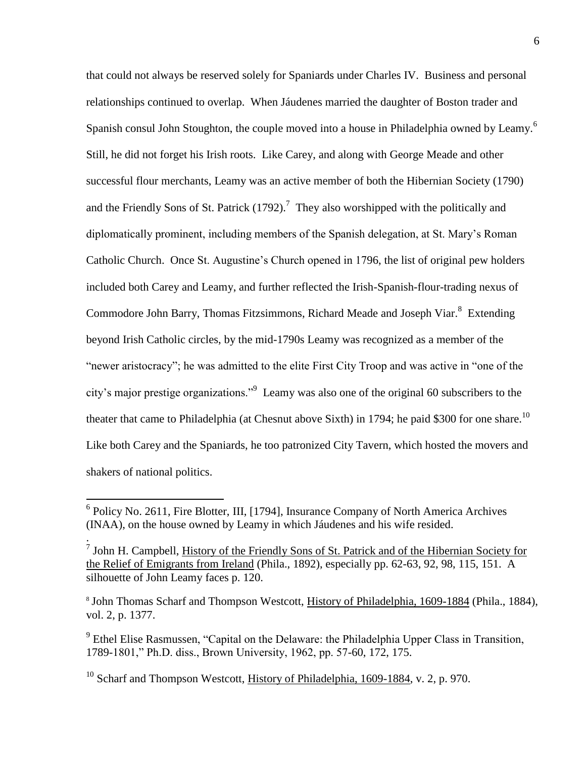that could not always be reserved solely for Spaniards under Charles IV. Business and personal relationships continued to overlap. When Jáudenes married the daughter of Boston trader and Spanish consul John Stoughton, the couple moved into a house in Philadelphia owned by Leamy.[6] Still, he did not forget his Irish roots. Like Carey, and along with George Meade and other successful flour merchants, Leamy was an active member of both the Hibernian Society (1790) and the Friendly Sons of St. Patrick (1792).[7] They also worshipped with the politically and diplomatically prominent, including members of the Spanish delegation, at St. Mary's Roman Catholic Church. Once St. Augustine's Church opened in 1796, the list of original pew holders included both Carey and Leamy, and further reflected the Irish-Spanish-flour-trading nexus of Commodore John Barry, Thomas Fitzsimmons, Richard Meade and Joseph Viar.[8] Extending beyond Irish Catholic circles, by the mid-1790s Leamy was recognized as a member of the "newer aristocracy"; he was admitted to the elite First City Troop and was active in "one of the city's major prestige organizations."[9] Leamy was also one of the original 60 subscribers to the theater that came to Philadelphia (at Chesnut above Sixth) in 1794; he paid $300 for one share.[10] Like both Carey and the Spaniards, he too patronized City Tavern, which hosted the movers and shakers of national politics.

---

[6] Policy No. 2611, Fire Blotter, III, [1794], Insurance Company of North America Archives (INAA), on the house owned by Leamy in which Jáudenes and his wife resided.

[7] John H. Campbell, History of the Friendly Sons of St. Patrick and of the Hibernian Society for the Relief of Emigrants from Ireland (Phila., 1892), especially pp. 62-63, 92, 98, 115, 151. A silhouette of John Leamy faces p. 120.

[8] John Thomas Scharf and Thompson Westcott, History of Philadelphia, 1609-1884 (Phila., 1884), vol. 2, p. 1377.

[9] Ethel Elise Rasmussen, "Capital on the Delaware: the Philadelphia Upper Class in Transition, 1789-1801," Ph.D. diss., Brown University, 1962, pp. 57-60, 172, 175.

[10] Scharf and Thompson Westcott, History of Philadelphia, 1609-1884, v. 2, p. 970.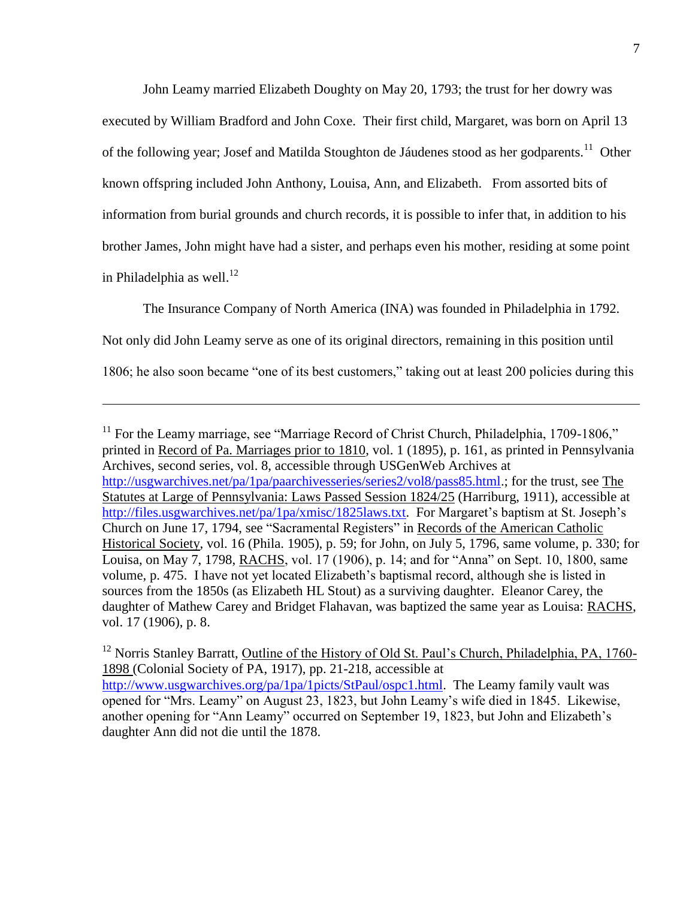John Leamy married Elizabeth Doughty on May 20, 1793; the trust for her dowry was executed by William Bradford and John Coxe. Their first child, Margaret, was born on April 13 of the following year; Josef and Matilda Stoughton de Jáudenes stood as her godparents.[11] Other known offspring included John Anthony, Louisa, Ann, and Elizabeth. From assorted bits of information from burial grounds and church records, it is possible to infer that, in addition to his brother James, John might have had a sister, and perhaps even his mother, residing at some point in Philadelphia as well.[12]

The Insurance Company of North America (INA) was founded in Philadelphia in 1792. Not only did John Leamy serve as one of its original directors, remaining in this position until 1806; he also soon became "one of its best customers," taking out at least 200 policies during this

---

[11] For the Leamy marriage, see "Marriage Record of Christ Church, Philadelphia, 1709-1806," printed in Record of Pa. Marriages prior to 1810, vol. 1 (1895), p. 161, as printed in Pennsylvania Archives, second series, vol. 8, accessible through USGenWeb Archives at http://usgwarchives.net/pa/1pa/paarchivesseries/series2/vol8/pass85.html.; for the trust, see The Statutes at Large of Pennsylvania: Laws Passed Session 1824/25 (Harriburg, 1911), accessible at http://files.usgwarchives.net/pa/1pa/xmisc/1825laws.txt. For Margaret's baptism at St. Joseph's Church on June 17, 1794, see "Sacramental Registers" in Records of the American Catholic Historical Society, vol. 16 (Phila. 1905), p. 59; for John, on July 5, 1796, same volume, p. 330; for Louisa, on May 7, 1798, RACHS, vol. 17 (1906), p. 14; and for "Anna" on Sept. 10, 1800, same volume, p. 475. I have not yet located Elizabeth's baptismal record, although she is listed in sources from the 1850s (as Elizabeth HL Stout) as a surviving daughter. Eleanor Carey, the daughter of Mathew Carey and Bridget Flahavan, was baptized the same year as Louisa: RACHS, vol. 17 (1906), p. 8.

[12] Norris Stanley Barratt, Outline of the History of Old St. Paul's Church, Philadelphia, PA, 1760-1898 (Colonial Society of PA, 1917), pp. 21-218, accessible at http://www.usgwarchives.org/pa/1pa/1picts/StPaul/ospc1.html. The Leamy family vault was opened for "Mrs. Leamy" on August 23, 1823, but John Leamy's wife died in 1845. Likewise, another opening for "Ann Leamy" occurred on September 19, 1823, but John and Elizabeth's daughter Ann did not die until the 1878.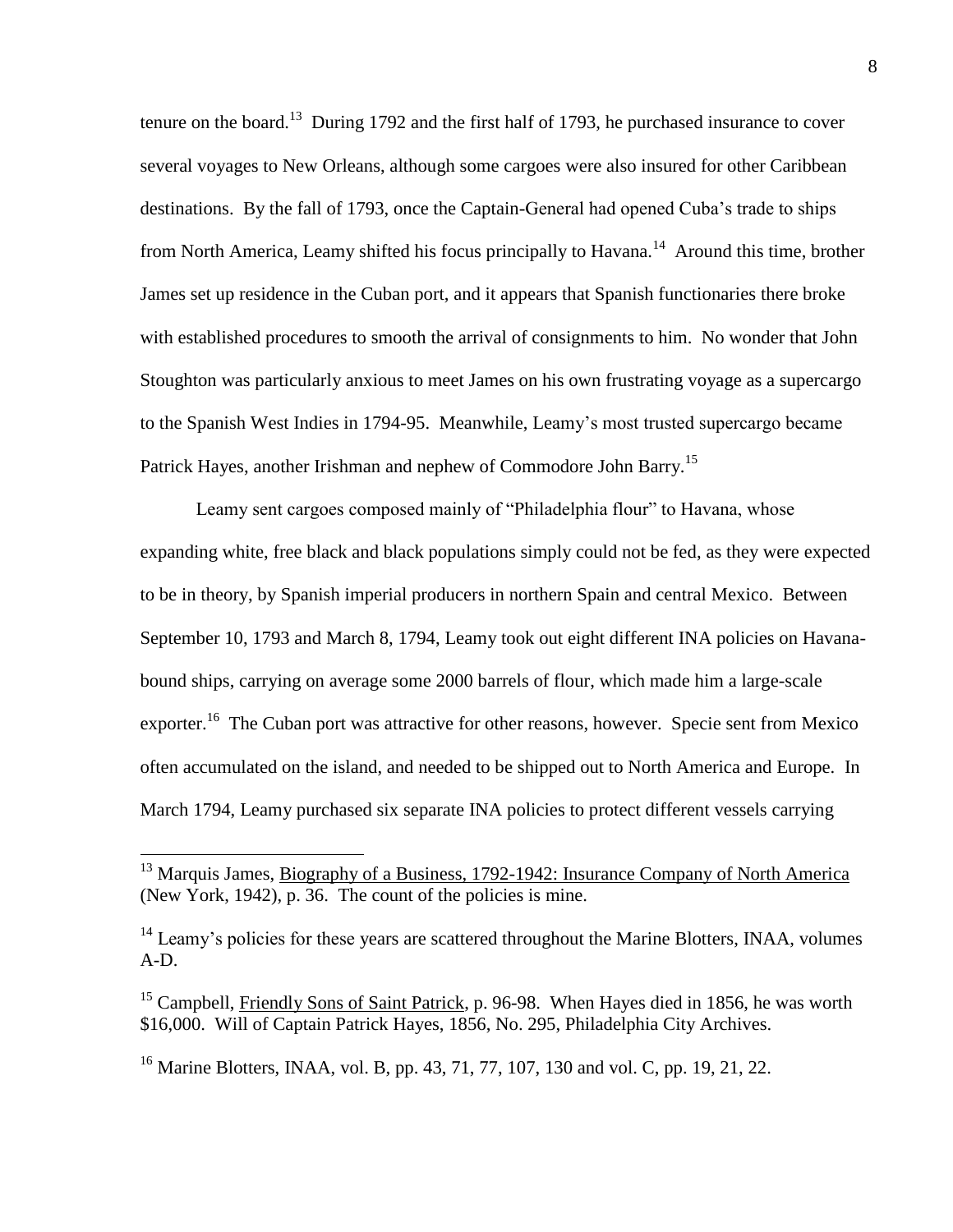tenure on the board.[13] During 1792 and the first half of 1793, he purchased insurance to cover several voyages to New Orleans, although some cargoes were also insured for other Caribbean destinations. By the fall of 1793, once the Captain-General had opened Cuba's trade to ships from North America, Leamy shifted his focus principally to Havana.[14] Around this time, brother James set up residence in the Cuban port, and it appears that Spanish functionaries there broke with established procedures to smooth the arrival of consignments to him. No wonder that John Stoughton was particularly anxious to meet James on his own frustrating voyage as a supercargo to the Spanish West Indies in 1794-95. Meanwhile, Leamy's most trusted supercargo became Patrick Hayes, another Irishman and nephew of Commodore John Barry.[15]

Leamy sent cargoes composed mainly of "Philadelphia flour" to Havana, whose expanding white, free black and black populations simply could not be fed, as they were expected to be in theory, by Spanish imperial producers in northern Spain and central Mexico. Between September 10, 1793 and March 8, 1794, Leamy took out eight different INA policies on Havana-bound ships, carrying on average some 2000 barrels of flour, which made him a large-scale exporter.[16] The Cuban port was attractive for other reasons, however. Specie sent from Mexico often accumulated on the island, and needed to be shipped out to North America and Europe. In March 1794, Leamy purchased six separate INA policies to protect different vessels carrying

---

[13] Marquis James, Biography of a Business, 1792-1942: Insurance Company of North America (New York, 1942), p. 36. The count of the policies is mine.

[14] Leamy's policies for these years are scattered throughout the Marine Blotters, INAA, volumes A-D.

[15] Campbell, Friendly Sons of Saint Patrick, p. 96-98. When Hayes died in 1856, he was worth $16,000. Will of Captain Patrick Hayes, 1856, No. 295, Philadelphia City Archives.

[16] Marine Blotters, INAA, vol. B, pp. 43, 71, 77, 107, 130 and vol. C, pp. 19, 21, 22.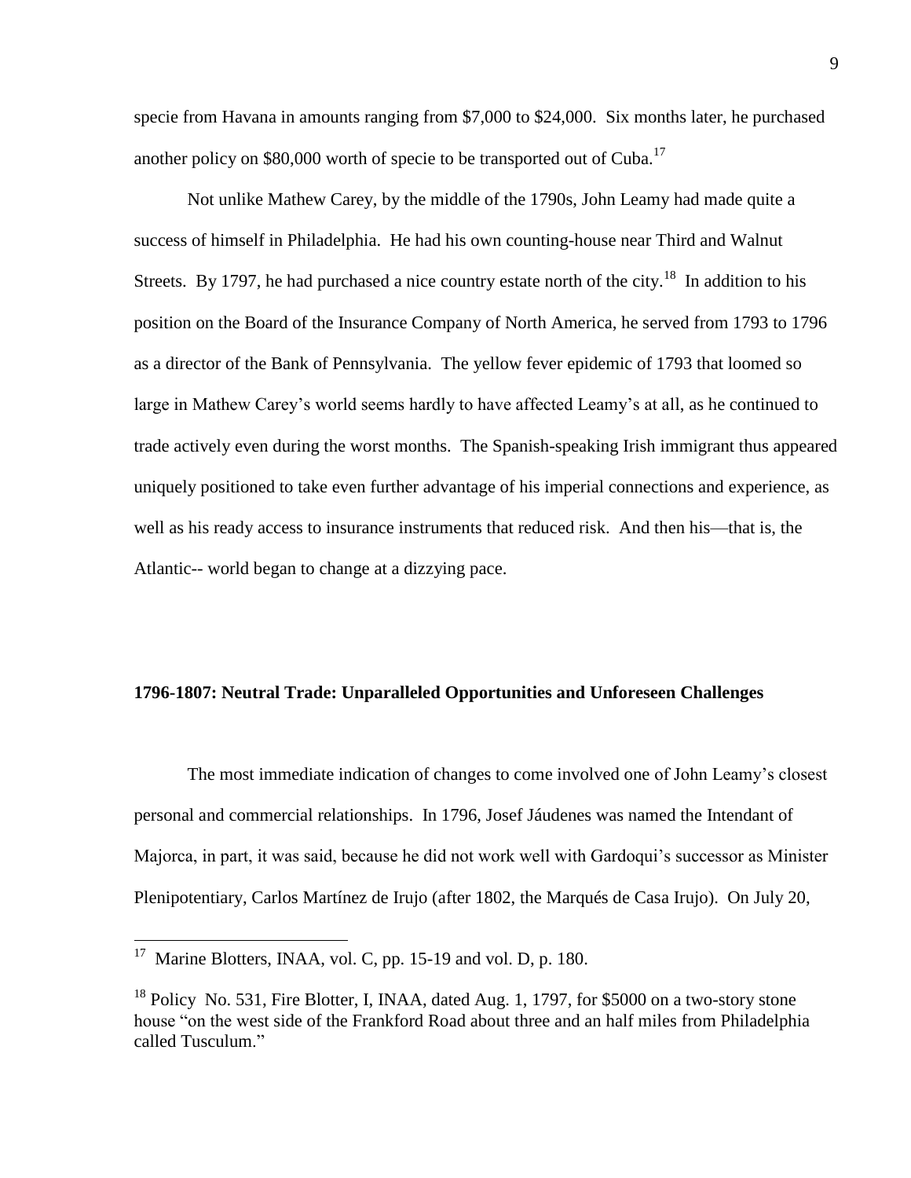specie from Havana in amounts ranging from $7,000 to $24,000. Six months later, he purchased another policy on $80,000 worth of specie to be transported out of Cuba.[17]

Not unlike Mathew Carey, by the middle of the 1790s, John Leamy had made quite a success of himself in Philadelphia. He had his own counting-house near Third and Walnut Streets. By 1797, he had purchased a nice country estate north of the city.[18] In addition to his position on the Board of the Insurance Company of North America, he served from 1793 to 1796 as a director of the Bank of Pennsylvania. The yellow fever epidemic of 1793 that loomed so large in Mathew Carey's world seems hardly to have affected Leamy's at all, as he continued to trade actively even during the worst months. The Spanish-speaking Irish immigrant thus appeared uniquely positioned to take even further advantage of his imperial connections and experience, as well as his ready access to insurance instruments that reduced risk. And then his—that is, the Atlantic-- world began to change at a dizzying pace.

**1796-1807: Neutral Trade: Unparalleled Opportunities and Unforeseen Challenges**

The most immediate indication of changes to come involved one of John Leamy's closest personal and commercial relationships. In 1796, Josef Jáudenes was named the Intendant of Majorca, in part, it was said, because he did not work well with Gardoqui's successor as Minister Plenipotentiary, Carlos Martínez de Irujo (after 1802, the Marqués de Casa Irujo). On July 20,

---

[17] Marine Blotters, INAA, vol. C, pp. 15-19 and vol. D, p. 180.

[18] Policy No. 531, Fire Blotter, I, INAA, dated Aug. 1, 1797, for $5000 on a two-story stone house "on the west side of the Frankford Road about three and an half miles from Philadelphia called Tusculum."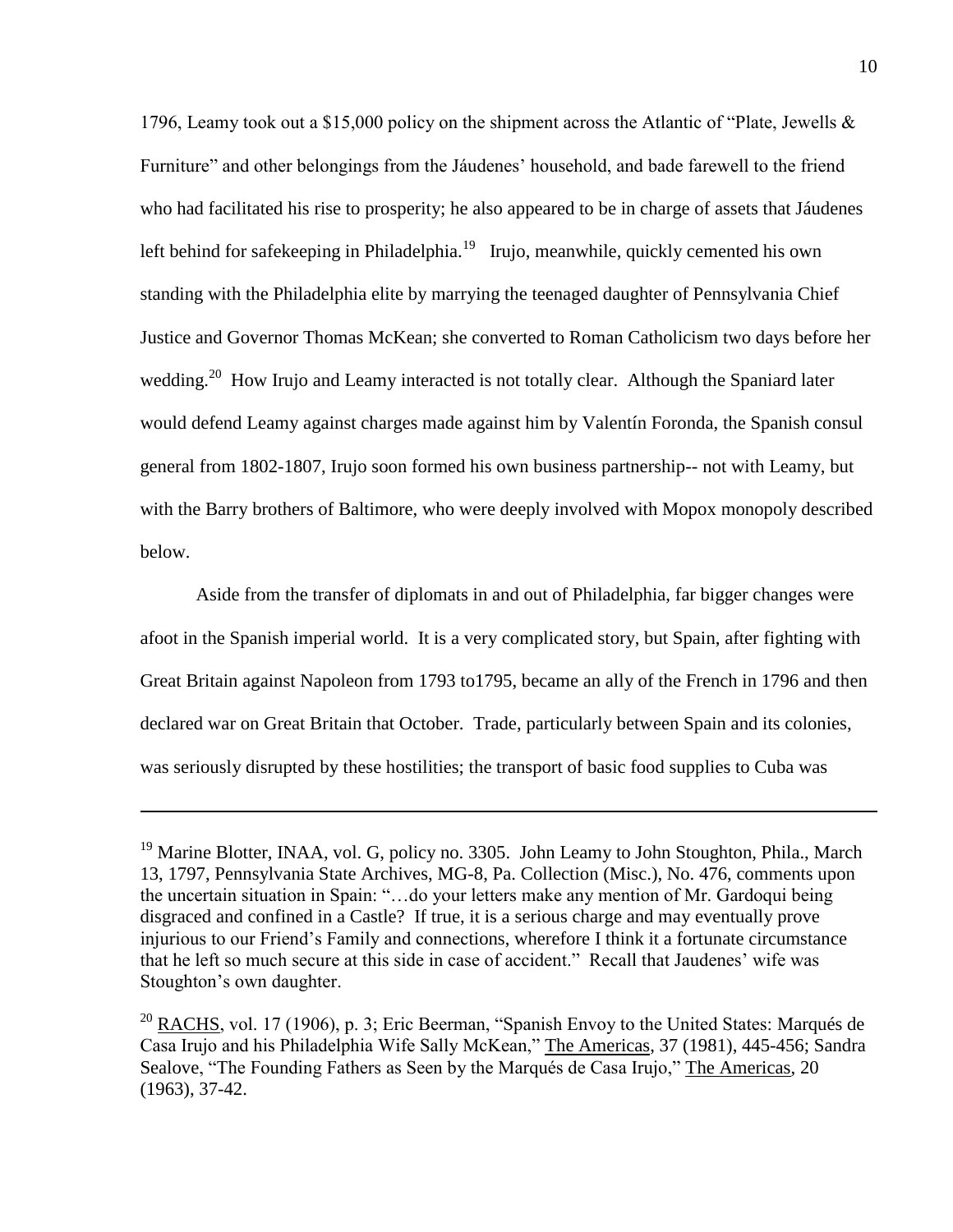1796, Leamy took out a $15,000 policy on the shipment across the Atlantic of "Plate, Jewells & Furniture" and other belongings from the Jáudenes' household, and bade farewell to the friend who had facilitated his rise to prosperity; he also appeared to be in charge of assets that Jáudenes left behind for safekeeping in Philadelphia.[19] Irujo, meanwhile, quickly cemented his own standing with the Philadelphia elite by marrying the teenaged daughter of Pennsylvania Chief Justice and Governor Thomas McKean; she converted to Roman Catholicism two days before her wedding.[20] How Irujo and Leamy interacted is not totally clear. Although the Spaniard later would defend Leamy against charges made against him by Valentín Foronda, the Spanish consul general from 1802-1807, Irujo soon formed his own business partnership-- not with Leamy, but with the Barry brothers of Baltimore, who were deeply involved with Mopox monopoly described below.

Aside from the transfer of diplomats in and out of Philadelphia, far bigger changes were afoot in the Spanish imperial world. It is a very complicated story, but Spain, after fighting with Great Britain against Napoleon from 1793 to1795, became an ally of the French in 1796 and then declared war on Great Britain that October. Trade, particularly between Spain and its colonies, was seriously disrupted by these hostilities; the transport of basic food supplies to Cuba was

---

[19] Marine Blotter, INAA, vol. G, policy no. 3305. John Leamy to John Stoughton, Phila., March 13, 1797, Pennsylvania State Archives, MG-8, Pa. Collection (Misc.), No. 476, comments upon the uncertain situation in Spain: "…do your letters make any mention of Mr. Gardoqui being disgraced and confined in a Castle? If true, it is a serious charge and may eventually prove injurious to our Friend's Family and connections, wherefore I think it a fortunate circumstance that he left so much secure at this side in case of accident." Recall that Jaudenes' wife was Stoughton's own daughter.

[20] RACHS, vol. 17 (1906), p. 3; Eric Beerman, "Spanish Envoy to the United States: Marqués de Casa Irujo and his Philadelphia Wife Sally McKean," The Americas, 37 (1981), 445-456; Sandra Sealove, "The Founding Fathers as Seen by the Marqués de Casa Irujo," The Americas, 20 (1963), 37-42.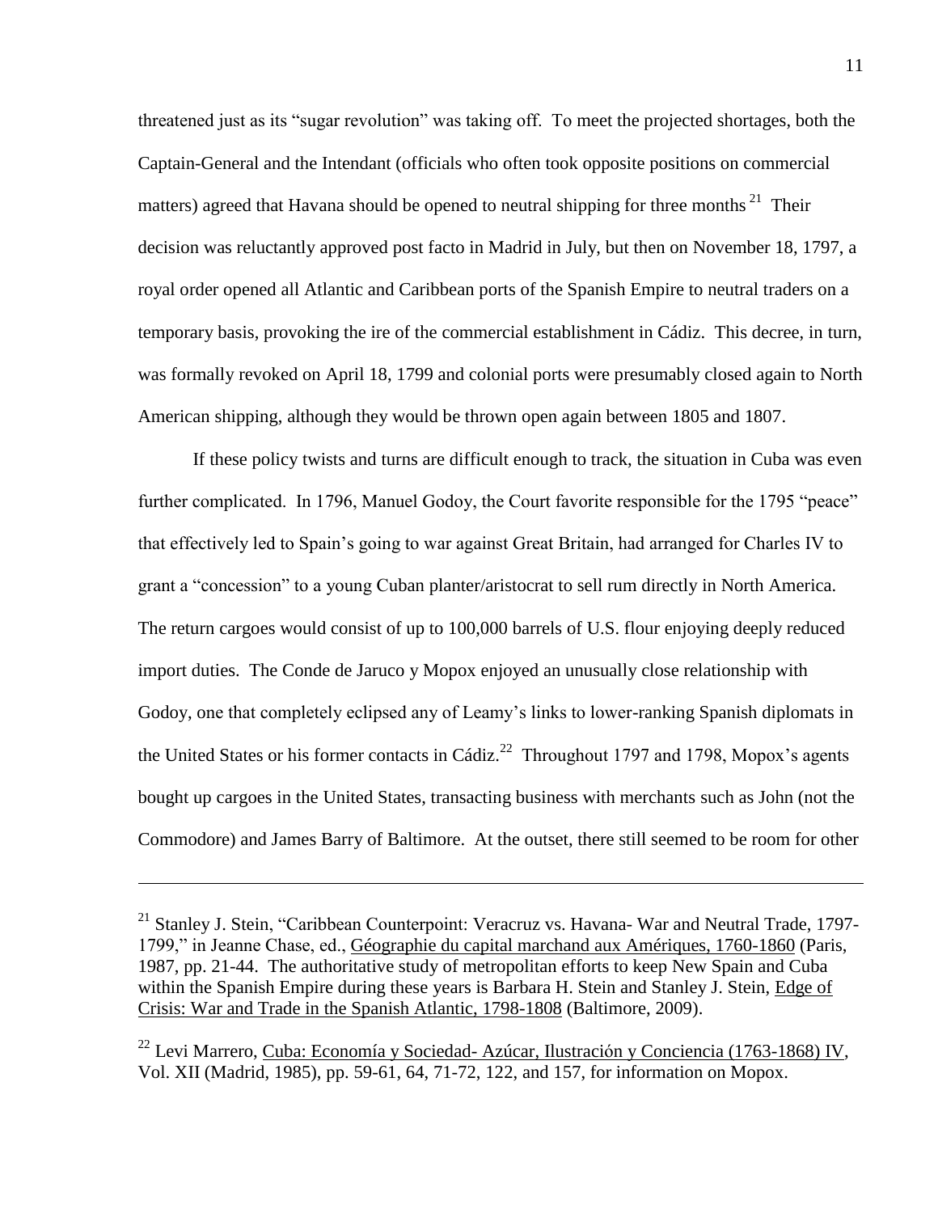threatened just as its "sugar revolution" was taking off. To meet the projected shortages, both the Captain-General and the Intendant (officials who often took opposite positions on commercial matters) agreed that Havana should be opened to neutral shipping for three months [21] Their decision was reluctantly approved post facto in Madrid in July, but then on November 18, 1797, a royal order opened all Atlantic and Caribbean ports of the Spanish Empire to neutral traders on a temporary basis, provoking the ire of the commercial establishment in Cádiz. This decree, in turn, was formally revoked on April 18, 1799 and colonial ports were presumably closed again to North American shipping, although they would be thrown open again between 1805 and 1807.

If these policy twists and turns are difficult enough to track, the situation in Cuba was even further complicated. In 1796, Manuel Godoy, the Court favorite responsible for the 1795 "peace" that effectively led to Spain's going to war against Great Britain, had arranged for Charles IV to grant a "concession" to a young Cuban planter/aristocrat to sell rum directly in North America. The return cargoes would consist of up to 100,000 barrels of U.S. flour enjoying deeply reduced import duties. The Conde de Jaruco y Mopox enjoyed an unusually close relationship with Godoy, one that completely eclipsed any of Leamy's links to lower-ranking Spanish diplomats in the United States or his former contacts in Cádiz.[22] Throughout 1797 and 1798, Mopox's agents bought up cargoes in the United States, transacting business with merchants such as John (not the Commodore) and James Barry of Baltimore. At the outset, there still seemed to be room for other

---

[21] Stanley J. Stein, "Caribbean Counterpoint: Veracruz vs. Havana- War and Neutral Trade, 1797-1799," in Jeanne Chase, ed., Géographie du capital marchand aux Amériques, 1760-1860 (Paris, 1987, pp. 21-44. The authoritative study of metropolitan efforts to keep New Spain and Cuba within the Spanish Empire during these years is Barbara H. Stein and Stanley J. Stein, Edge of Crisis: War and Trade in the Spanish Atlantic, 1798-1808 (Baltimore, 2009).

[22] Levi Marrero, Cuba: Economía y Sociedad- Azúcar, Ilustración y Conciencia (1763-1868) IV, Vol. XII (Madrid, 1985), pp. 59-61, 64, 71-72, 122, and 157, for information on Mopox.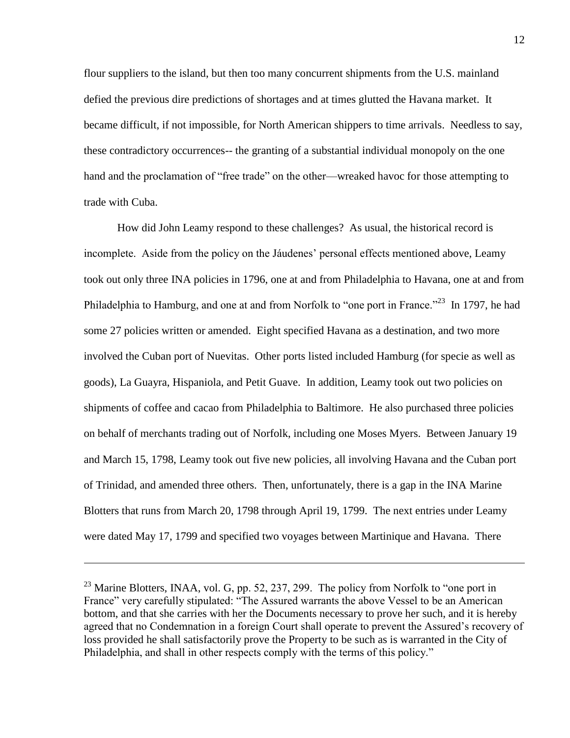flour suppliers to the island, but then too many concurrent shipments from the U.S. mainland defied the previous dire predictions of shortages and at times glutted the Havana market. It became difficult, if not impossible, for North American shippers to time arrivals. Needless to say, these contradictory occurrences-- the granting of a substantial individual monopoly on the one hand and the proclamation of "free trade" on the other—wreaked havoc for those attempting to trade with Cuba.

How did John Leamy respond to these challenges? As usual, the historical record is incomplete. Aside from the policy on the Jáudenes' personal effects mentioned above, Leamy took out only three INA policies in 1796, one at and from Philadelphia to Havana, one at and from Philadelphia to Hamburg, and one at and from Norfolk to "one port in France."[23] In 1797, he had some 27 policies written or amended. Eight specified Havana as a destination, and two more involved the Cuban port of Nuevitas. Other ports listed included Hamburg (for specie as well as goods), La Guayra, Hispaniola, and Petit Guave. In addition, Leamy took out two policies on shipments of coffee and cacao from Philadelphia to Baltimore. He also purchased three policies on behalf of merchants trading out of Norfolk, including one Moses Myers. Between January 19 and March 15, 1798, Leamy took out five new policies, all involving Havana and the Cuban port of Trinidad, and amended three others. Then, unfortunately, there is a gap in the INA Marine Blotters that runs from March 20, 1798 through April 19, 1799. The next entries under Leamy were dated May 17, 1799 and specified two voyages between Martinique and Havana. There

---

[23] Marine Blotters, INAA, vol. G, pp. 52, 237, 299. The policy from Norfolk to "one port in France" very carefully stipulated: "The Assured warrants the above Vessel to be an American bottom, and that she carries with her the Documents necessary to prove her such, and it is hereby agreed that no Condemnation in a foreign Court shall operate to prevent the Assured's recovery of loss provided he shall satisfactorily prove the Property to be such as is warranted in the City of Philadelphia, and shall in other respects comply with the terms of this policy."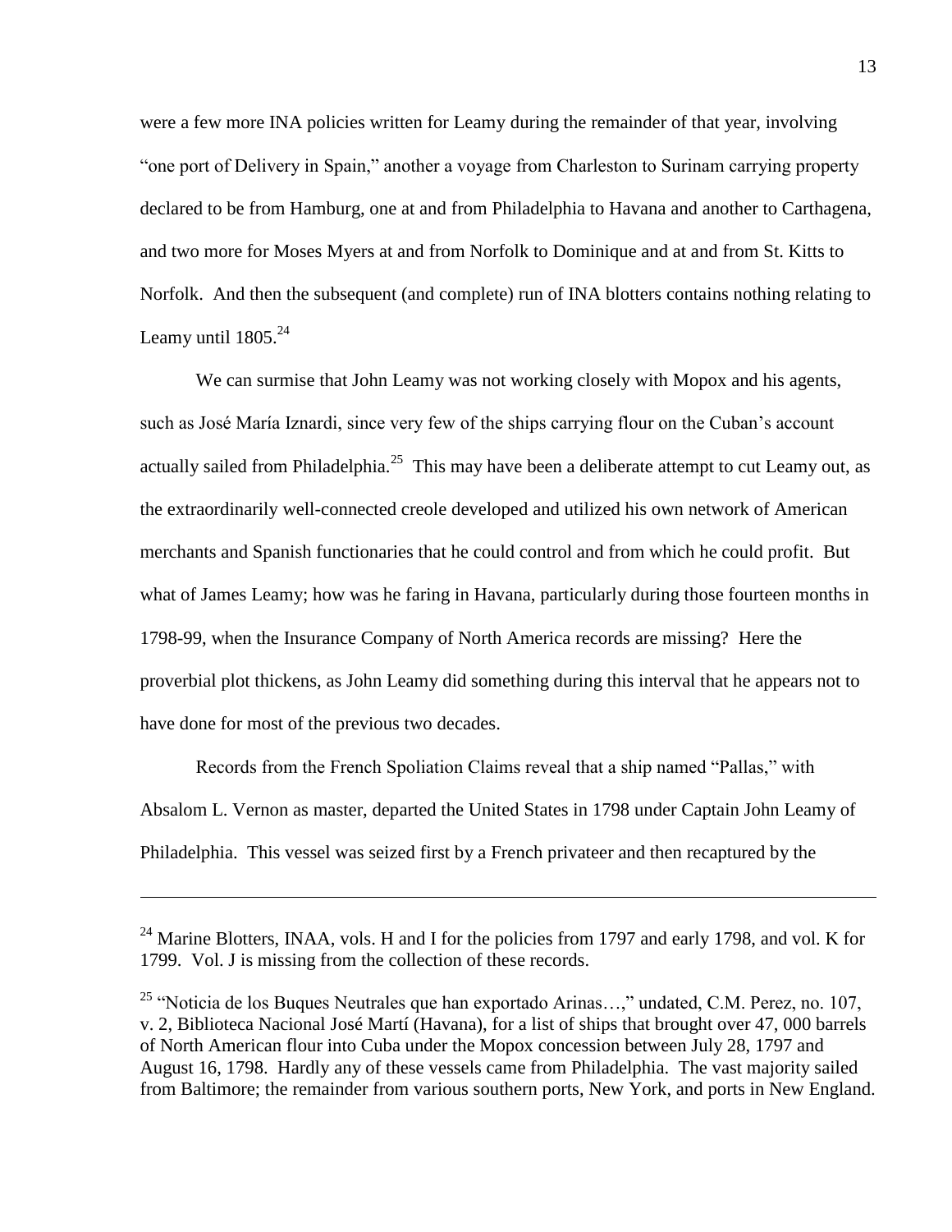were a few more INA policies written for Leamy during the remainder of that year, involving "one port of Delivery in Spain," another a voyage from Charleston to Surinam carrying property declared to be from Hamburg, one at and from Philadelphia to Havana and another to Carthagena, and two more for Moses Myers at and from Norfolk to Dominique and at and from St. Kitts to Norfolk. And then the subsequent (and complete) run of INA blotters contains nothing relating to Leamy until 1805.[24]

We can surmise that John Leamy was not working closely with Mopox and his agents, such as José María Iznardi, since very few of the ships carrying flour on the Cuban's account actually sailed from Philadelphia.[25] This may have been a deliberate attempt to cut Leamy out, as the extraordinarily well-connected creole developed and utilized his own network of American merchants and Spanish functionaries that he could control and from which he could profit. But what of James Leamy; how was he faring in Havana, particularly during those fourteen months in 1798-99, when the Insurance Company of North America records are missing? Here the proverbial plot thickens, as John Leamy did something during this interval that he appears not to have done for most of the previous two decades.

Records from the French Spoliation Claims reveal that a ship named "Pallas," with Absalom L. Vernon as master, departed the United States in 1798 under Captain John Leamy of Philadelphia. This vessel was seized first by a French privateer and then recaptured by the

---

[24] Marine Blotters, INAA, vols. H and I for the policies from 1797 and early 1798, and vol. K for 1799. Vol. J is missing from the collection of these records.

[25] "Noticia de los Buques Neutrales que han exportado Arinas…," undated, C.M. Perez, no. 107, v. 2, Biblioteca Nacional José Martí (Havana), for a list of ships that brought over 47, 000 barrels of North American flour into Cuba under the Mopox concession between July 28, 1797 and August 16, 1798. Hardly any of these vessels came from Philadelphia. The vast majority sailed from Baltimore; the remainder from various southern ports, New York, and ports in New England.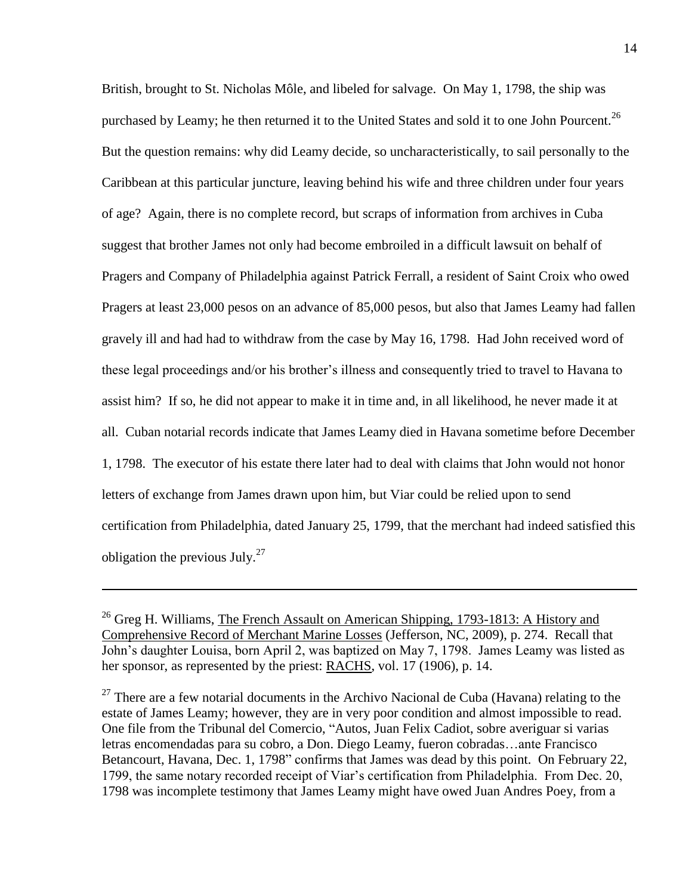British, brought to St. Nicholas Môle, and libeled for salvage. On May 1, 1798, the ship was purchased by Leamy; he then returned it to the United States and sold it to one John Pourcent.[26] But the question remains: why did Leamy decide, so uncharacteristically, to sail personally to the Caribbean at this particular juncture, leaving behind his wife and three children under four years of age? Again, there is no complete record, but scraps of information from archives in Cuba suggest that brother James not only had become embroiled in a difficult lawsuit on behalf of Pragers and Company of Philadelphia against Patrick Ferrall, a resident of Saint Croix who owed Pragers at least 23,000 pesos on an advance of 85,000 pesos, but also that James Leamy had fallen gravely ill and had had to withdraw from the case by May 16, 1798. Had John received word of these legal proceedings and/or his brother's illness and consequently tried to travel to Havana to assist him? If so, he did not appear to make it in time and, in all likelihood, he never made it at all. Cuban notarial records indicate that James Leamy died in Havana sometime before December 1, 1798. The executor of his estate there later had to deal with claims that John would not honor letters of exchange from James drawn upon him, but Viar could be relied upon to send certification from Philadelphia, dated January 25, 1799, that the merchant had indeed satisfied this obligation the previous July.[27]

---

[26] Greg H. Williams, The French Assault on American Shipping, 1793-1813: A History and Comprehensive Record of Merchant Marine Losses (Jefferson, NC, 2009), p. 274. Recall that John's daughter Louisa, born April 2, was baptized on May 7, 1798. James Leamy was listed as her sponsor, as represented by the priest: RACHS, vol. 17 (1906), p. 14.

[27] There are a few notarial documents in the Archivo Nacional de Cuba (Havana) relating to the estate of James Leamy; however, they are in very poor condition and almost impossible to read. One file from the Tribunal del Comercio, "Autos, Juan Felix Cadiot, sobre averiguar si varias letras encomendadas para su cobro, a Don. Diego Leamy, fueron cobradas…ante Francisco Betancourt, Havana, Dec. 1, 1798" confirms that James was dead by this point. On February 22, 1799, the same notary recorded receipt of Viar's certification from Philadelphia. From Dec. 20, 1798 was incomplete testimony that James Leamy might have owed Juan Andres Poey, from a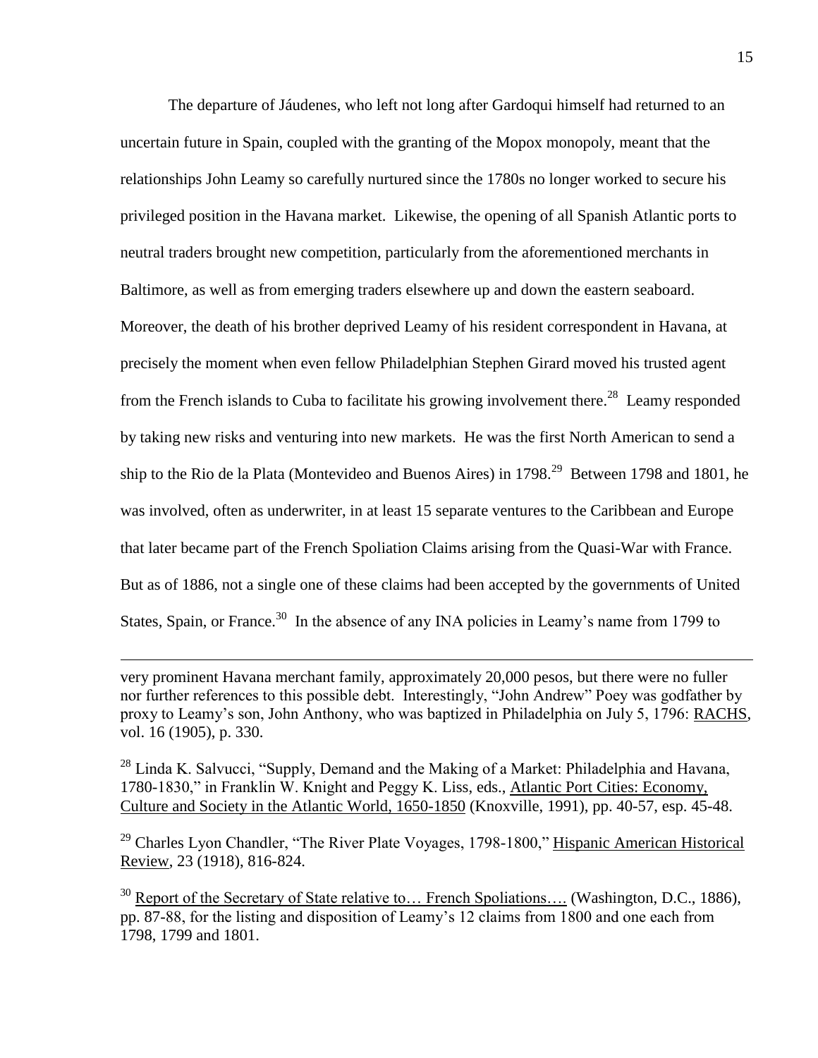The departure of Jáudenes, who left not long after Gardoqui himself had returned to an uncertain future in Spain, coupled with the granting of the Mopox monopoly, meant that the relationships John Leamy so carefully nurtured since the 1780s no longer worked to secure his privileged position in the Havana market. Likewise, the opening of all Spanish Atlantic ports to neutral traders brought new competition, particularly from the aforementioned merchants in Baltimore, as well as from emerging traders elsewhere up and down the eastern seaboard. Moreover, the death of his brother deprived Leamy of his resident correspondent in Havana, at precisely the moment when even fellow Philadelphian Stephen Girard moved his trusted agent from the French islands to Cuba to facilitate his growing involvement there.[28] Leamy responded by taking new risks and venturing into new markets. He was the first North American to send a ship to the Rio de la Plata (Montevideo and Buenos Aires) in 1798.[29] Between 1798 and 1801, he was involved, often as underwriter, in at least 15 separate ventures to the Caribbean and Europe that later became part of the French Spoliation Claims arising from the Quasi-War with France. But as of 1886, not a single one of these claims had been accepted by the governments of United States, Spain, or France.[30] In the absence of any INA policies in Leamy's name from 1799 to

---

very prominent Havana merchant family, approximately 20,000 pesos, but there were no fuller nor further references to this possible debt. Interestingly, "John Andrew" Poey was godfather by proxy to Leamy's son, John Anthony, who was baptized in Philadelphia on July 5, 1796: RACHS, vol. 16 (1905), p. 330.

[28] Linda K. Salvucci, "Supply, Demand and the Making of a Market: Philadelphia and Havana, 1780-1830," in Franklin W. Knight and Peggy K. Liss, eds., Atlantic Port Cities: Economy, Culture and Society in the Atlantic World, 1650-1850 (Knoxville, 1991), pp. 40-57, esp. 45-48.

[29] Charles Lyon Chandler, "The River Plate Voyages, 1798-1800," Hispanic American Historical Review, 23 (1918), 816-824.

[30] Report of the Secretary of State relative to… French Spoliations…. (Washington, D.C., 1886), pp. 87-88, for the listing and disposition of Leamy's 12 claims from 1800 and one each from 1798, 1799 and 1801.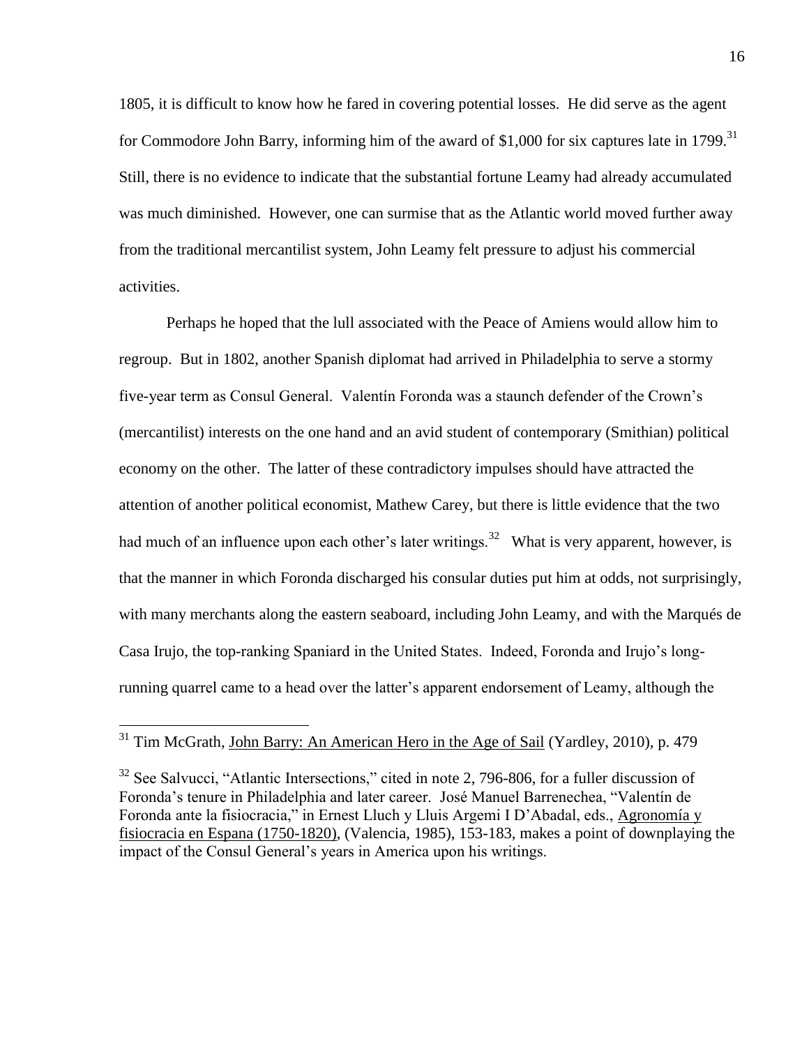1805, it is difficult to know how he fared in covering potential losses. He did serve as the agent for Commodore John Barry, informing him of the award of $1,000 for six captures late in 1799.[31] Still, there is no evidence to indicate that the substantial fortune Leamy had already accumulated was much diminished. However, one can surmise that as the Atlantic world moved further away from the traditional mercantilist system, John Leamy felt pressure to adjust his commercial activities.

Perhaps he hoped that the lull associated with the Peace of Amiens would allow him to regroup. But in 1802, another Spanish diplomat had arrived in Philadelphia to serve a stormy five-year term as Consul General. Valentín Foronda was a staunch defender of the Crown's (mercantilist) interests on the one hand and an avid student of contemporary (Smithian) political economy on the other. The latter of these contradictory impulses should have attracted the attention of another political economist, Mathew Carey, but there is little evidence that the two had much of an influence upon each other's later writings.[32] What is very apparent, however, is that the manner in which Foronda discharged his consular duties put him at odds, not surprisingly, with many merchants along the eastern seaboard, including John Leamy, and with the Marqués de Casa Irujo, the top-ranking Spaniard in the United States. Indeed, Foronda and Irujo's long-running quarrel came to a head over the latter's apparent endorsement of Leamy, although the

---

[31] Tim McGrath, John Barry: An American Hero in the Age of Sail (Yardley, 2010), p. 479

[32] See Salvucci, "Atlantic Intersections," cited in note 2, 796-806, for a fuller discussion of Foronda's tenure in Philadelphia and later career. José Manuel Barrenechea, "Valentín de Foronda ante la fisiocracia," in Ernest Lluch y Lluis Argemi I D'Abadal, eds., Agronomía y fisiocracia en Espana (1750-1820), (Valencia, 1985), 153-183, makes a point of downplaying the impact of the Consul General's years in America upon his writings.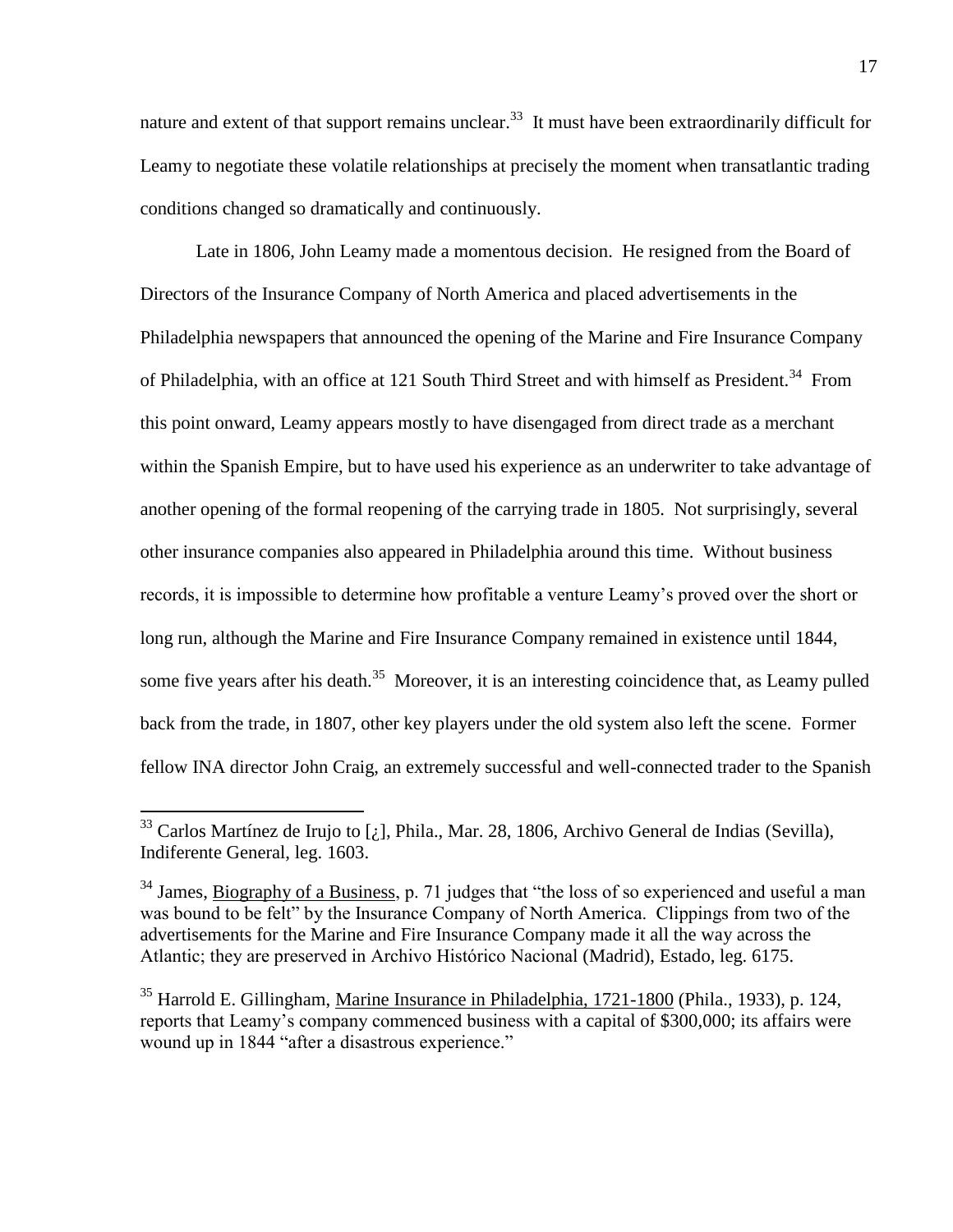nature and extent of that support remains unclear.[33] It must have been extraordinarily difficult for Leamy to negotiate these volatile relationships at precisely the moment when transatlantic trading conditions changed so dramatically and continuously.

Late in 1806, John Leamy made a momentous decision. He resigned from the Board of Directors of the Insurance Company of North America and placed advertisements in the Philadelphia newspapers that announced the opening of the Marine and Fire Insurance Company of Philadelphia, with an office at 121 South Third Street and with himself as President.[34] From this point onward, Leamy appears mostly to have disengaged from direct trade as a merchant within the Spanish Empire, but to have used his experience as an underwriter to take advantage of another opening of the formal reopening of the carrying trade in 1805. Not surprisingly, several other insurance companies also appeared in Philadelphia around this time. Without business records, it is impossible to determine how profitable a venture Leamy's proved over the short or long run, although the Marine and Fire Insurance Company remained in existence until 1844, some five years after his death.[35] Moreover, it is an interesting coincidence that, as Leamy pulled back from the trade, in 1807, other key players under the old system also left the scene. Former fellow INA director John Craig, an extremely successful and well-connected trader to the Spanish

---

[33] Carlos Martínez de Irujo to [¿], Phila., Mar. 28, 1806, Archivo General de Indias (Sevilla), Indiferente General, leg. 1603.

[34] James, Biography of a Business, p. 71 judges that "the loss of so experienced and useful a man was bound to be felt" by the Insurance Company of North America. Clippings from two of the advertisements for the Marine and Fire Insurance Company made it all the way across the Atlantic; they are preserved in Archivo Histórico Nacional (Madrid), Estado, leg. 6175.

[35] Harrold E. Gillingham, Marine Insurance in Philadelphia, 1721-1800 (Phila., 1933), p. 124, reports that Leamy's company commenced business with a capital of $300,000; its affairs were wound up in 1844 "after a disastrous experience."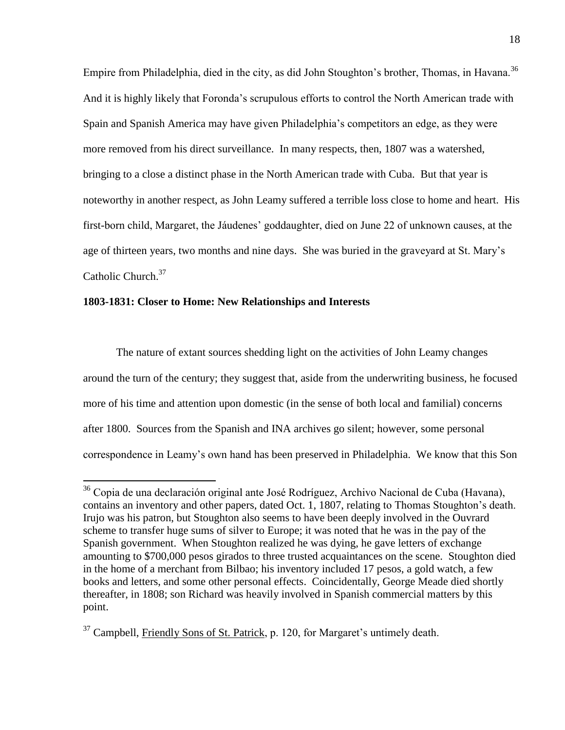Empire from Philadelphia, died in the city, as did John Stoughton's brother, Thomas, in Havana.[36] And it is highly likely that Foronda's scrupulous efforts to control the North American trade with Spain and Spanish America may have given Philadelphia's competitors an edge, as they were more removed from his direct surveillance. In many respects, then, 1807 was a watershed, bringing to a close a distinct phase in the North American trade with Cuba. But that year is noteworthy in another respect, as John Leamy suffered a terrible loss close to home and heart. His first-born child, Margaret, the Jáudenes' goddaughter, died on June 22 of unknown causes, at the age of thirteen years, two months and nine days. She was buried in the graveyard at St. Mary's Catholic Church.[37]

**1803-1831: Closer to Home: New Relationships and Interests**

The nature of extant sources shedding light on the activities of John Leamy changes around the turn of the century; they suggest that, aside from the underwriting business, he focused more of his time and attention upon domestic (in the sense of both local and familial) concerns after 1800. Sources from the Spanish and INA archives go silent; however, some personal correspondence in Leamy's own hand has been preserved in Philadelphia. We know that this Son

---

[36] Copia de una declaración original ante José Rodríguez, Archivo Nacional de Cuba (Havana), contains an inventory and other papers, dated Oct. 1, 1807, relating to Thomas Stoughton's death. Irujo was his patron, but Stoughton also seems to have been deeply involved in the Ouvrard scheme to transfer huge sums of silver to Europe; it was noted that he was in the pay of the Spanish government. When Stoughton realized he was dying, he gave letters of exchange amounting to $700,000 pesos girados to three trusted acquaintances on the scene. Stoughton died in the home of a merchant from Bilbao; his inventory included 17 pesos, a gold watch, a few books and letters, and some other personal effects. Coincidentally, George Meade died shortly thereafter, in 1808; son Richard was heavily involved in Spanish commercial matters by this point.

[37] Campbell, Friendly Sons of St. Patrick, p. 120, for Margaret's untimely death.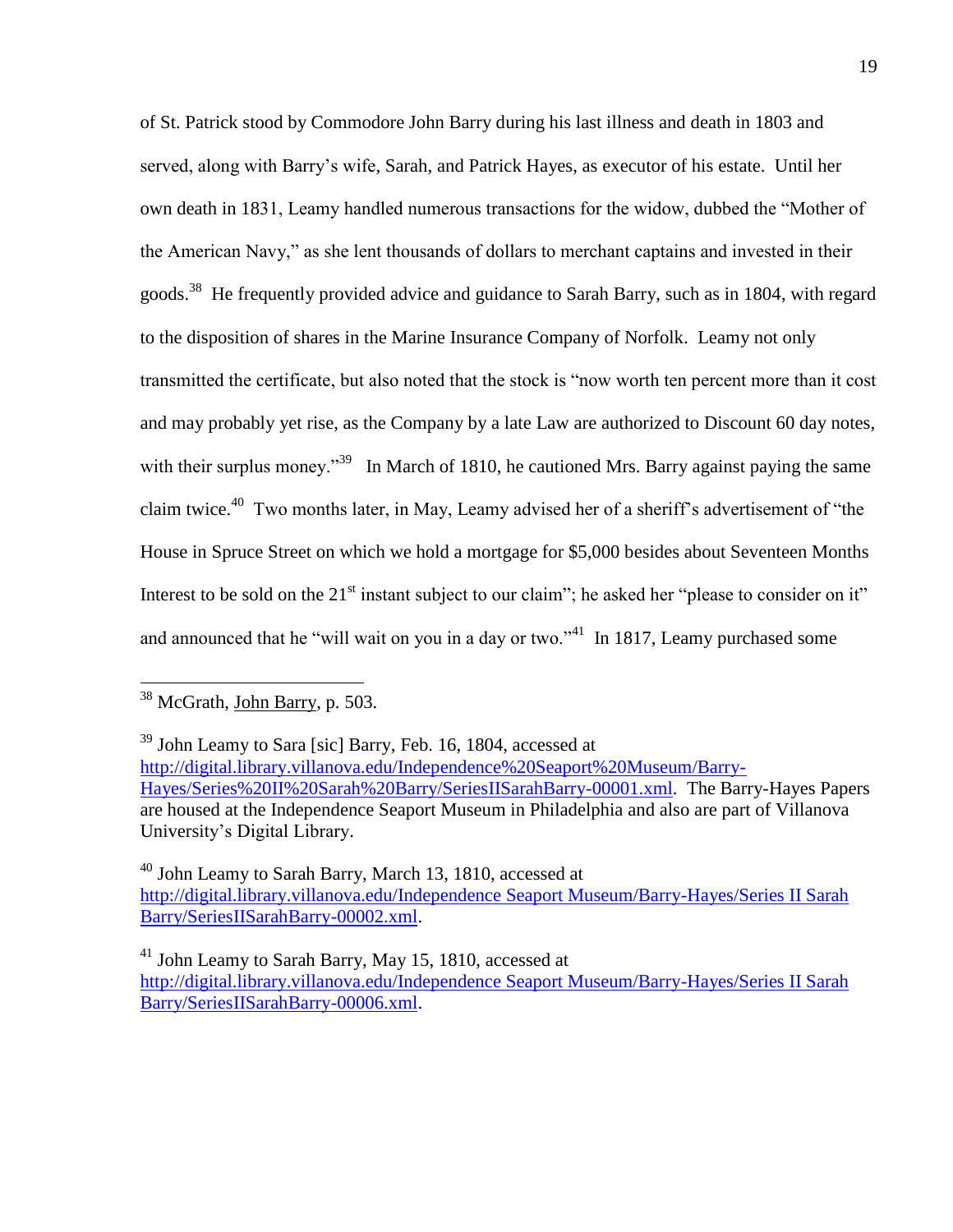of St. Patrick stood by Commodore John Barry during his last illness and death in 1803 and served, along with Barry's wife, Sarah, and Patrick Hayes, as executor of his estate. Until her own death in 1831, Leamy handled numerous transactions for the widow, dubbed the "Mother of the American Navy," as she lent thousands of dollars to merchant captains and invested in their goods.[38] He frequently provided advice and guidance to Sarah Barry, such as in 1804, with regard to the disposition of shares in the Marine Insurance Company of Norfolk. Leamy not only transmitted the certificate, but also noted that the stock is "now worth ten percent more than it cost and may probably yet rise, as the Company by a late Law are authorized to Discount 60 day notes, with their surplus money."[39] In March of 1810, he cautioned Mrs. Barry against paying the same claim twice.[40] Two months later, in May, Leamy advised her of a sheriff's advertisement of "the House in Spruce Street on which we hold a mortgage for $5,000 besides about Seventeen Months Interest to be sold on the 21st instant subject to our claim"; he asked her "please to consider on it" and announced that he "will wait on you in a day or two."[41] In 1817, Leamy purchased some

---

[38] McGrath, John Barry, p. 503.

[39] John Leamy to Sara [sic] Barry, Feb. 16, 1804, accessed at http://digital.library.villanova.edu/Independence%20Seaport%20Museum/Barry-Hayes/Series%20II%20Sarah%20Barry/SeriesIISarahBarry-00001.xml. The Barry-Hayes Papers are housed at the Independence Seaport Museum in Philadelphia and also are part of Villanova University's Digital Library.

[40] John Leamy to Sarah Barry, March 13, 1810, accessed at http://digital.library.villanova.edu/Independence Seaport Museum/Barry-Hayes/Series II Sarah Barry/SeriesIISarahBarry-00002.xml.

[41] John Leamy to Sarah Barry, May 15, 1810, accessed at http://digital.library.villanova.edu/Independence Seaport Museum/Barry-Hayes/Series II Sarah Barry/SeriesIISarahBarry-00006.xml.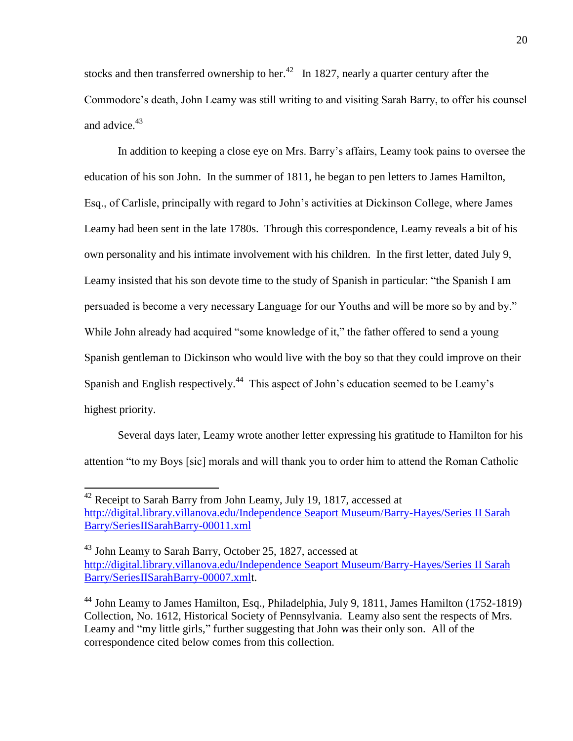stocks and then transferred ownership to her.[42] In 1827, nearly a quarter century after the Commodore's death, John Leamy was still writing to and visiting Sarah Barry, to offer his counsel and advice.[43]

In addition to keeping a close eye on Mrs. Barry's affairs, Leamy took pains to oversee the education of his son John. In the summer of 1811, he began to pen letters to James Hamilton, Esq., of Carlisle, principally with regard to John's activities at Dickinson College, where James Leamy had been sent in the late 1780s. Through this correspondence, Leamy reveals a bit of his own personality and his intimate involvement with his children. In the first letter, dated July 9, Leamy insisted that his son devote time to the study of Spanish in particular: "the Spanish I am persuaded is become a very necessary Language for our Youths and will be more so by and by." While John already had acquired "some knowledge of it," the father offered to send a young Spanish gentleman to Dickinson who would live with the boy so that they could improve on their Spanish and English respectively.[44] This aspect of John's education seemed to be Leamy's highest priority.

Several days later, Leamy wrote another letter expressing his gratitude to Hamilton for his attention "to my Boys [sic] morals and will thank you to order him to attend the Roman Catholic

---

[42] Receipt to Sarah Barry from John Leamy, July 19, 1817, accessed at http://digital.library.villanova.edu/Independence Seaport Museum/Barry-Hayes/Series II Sarah Barry/SeriesIISarahBarry-00011.xml

[43] John Leamy to Sarah Barry, October 25, 1827, accessed at http://digital.library.villanova.edu/Independence Seaport Museum/Barry-Hayes/Series II Sarah Barry/SeriesIISarahBarry-00007.xmlt.

[44] John Leamy to James Hamilton, Esq., Philadelphia, July 9, 1811, James Hamilton (1752-1819) Collection, No. 1612, Historical Society of Pennsylvania. Leamy also sent the respects of Mrs. Leamy and "my little girls," further suggesting that John was their only son. All of the correspondence cited below comes from this collection.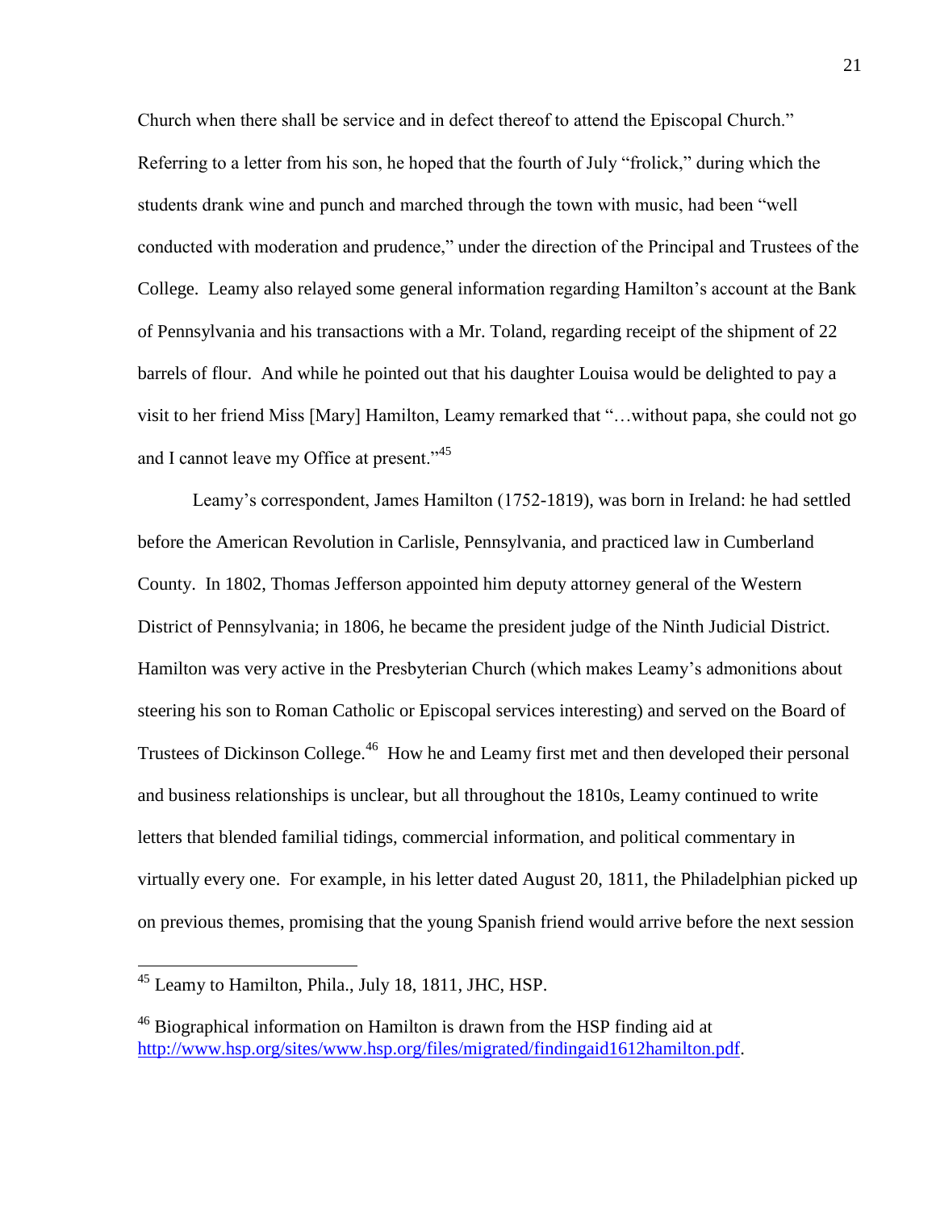Church when there shall be service and in defect thereof to attend the Episcopal Church." Referring to a letter from his son, he hoped that the fourth of July "frolick," during which the students drank wine and punch and marched through the town with music, had been "well conducted with moderation and prudence," under the direction of the Principal and Trustees of the College. Leamy also relayed some general information regarding Hamilton's account at the Bank of Pennsylvania and his transactions with a Mr. Toland, regarding receipt of the shipment of 22 barrels of flour. And while he pointed out that his daughter Louisa would be delighted to pay a visit to her friend Miss [Mary] Hamilton, Leamy remarked that "…without papa, she could not go and I cannot leave my Office at present."[45]

Leamy's correspondent, James Hamilton (1752-1819), was born in Ireland: he had settled before the American Revolution in Carlisle, Pennsylvania, and practiced law in Cumberland County. In 1802, Thomas Jefferson appointed him deputy attorney general of the Western District of Pennsylvania; in 1806, he became the president judge of the Ninth Judicial District. Hamilton was very active in the Presbyterian Church (which makes Leamy's admonitions about steering his son to Roman Catholic or Episcopal services interesting) and served on the Board of Trustees of Dickinson College.[46] How he and Leamy first met and then developed their personal and business relationships is unclear, but all throughout the 1810s, Leamy continued to write letters that blended familial tidings, commercial information, and political commentary in virtually every one. For example, in his letter dated August 20, 1811, the Philadelphian picked up on previous themes, promising that the young Spanish friend would arrive before the next session

---

[45] Leamy to Hamilton, Phila., July 18, 1811, JHC, HSP.

[46] Biographical information on Hamilton is drawn from the HSP finding aid at http://www.hsp.org/sites/www.hsp.org/files/migrated/findingaid1612hamilton.pdf.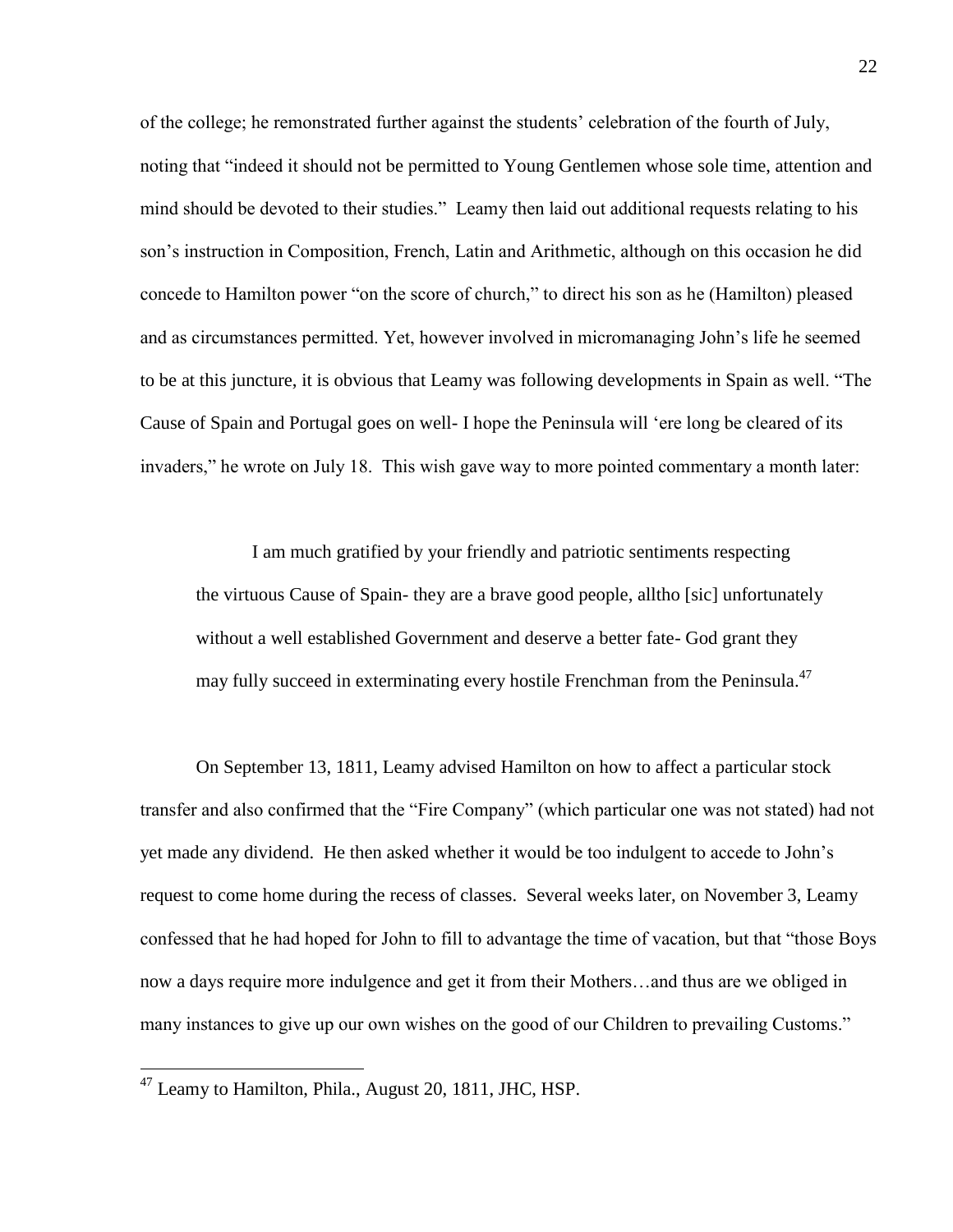of the college; he remonstrated further against the students' celebration of the fourth of July, noting that "indeed it should not be permitted to Young Gentlemen whose sole time, attention and mind should be devoted to their studies." Leamy then laid out additional requests relating to his son's instruction in Composition, French, Latin and Arithmetic, although on this occasion he did concede to Hamilton power "on the score of church," to direct his son as he (Hamilton) pleased and as circumstances permitted. Yet, however involved in micromanaging John's life he seemed to be at this juncture, it is obvious that Leamy was following developments in Spain as well. "The Cause of Spain and Portugal goes on well- I hope the Peninsula will 'ere long be cleared of its invaders," he wrote on July 18. This wish gave way to more pointed commentary a month later:

> I am much gratified by your friendly and patriotic sentiments respecting the virtuous Cause of Spain- they are a brave good people, alltho [sic] unfortunately without a well established Government and deserve a better fate- God grant they may fully succeed in exterminating every hostile Frenchman from the Peninsula.[47]

On September 13, 1811, Leamy advised Hamilton on how to affect a particular stock transfer and also confirmed that the "Fire Company" (which particular one was not stated) had not yet made any dividend. He then asked whether it would be too indulgent to accede to John's request to come home during the recess of classes. Several weeks later, on November 3, Leamy confessed that he had hoped for John to fill to advantage the time of vacation, but that "those Boys now a days require more indulgence and get it from their Mothers…and thus are we obliged in many instances to give up our own wishes on the good of our Children to prevailing Customs."

---

[47] Leamy to Hamilton, Phila., August 20, 1811, JHC, HSP.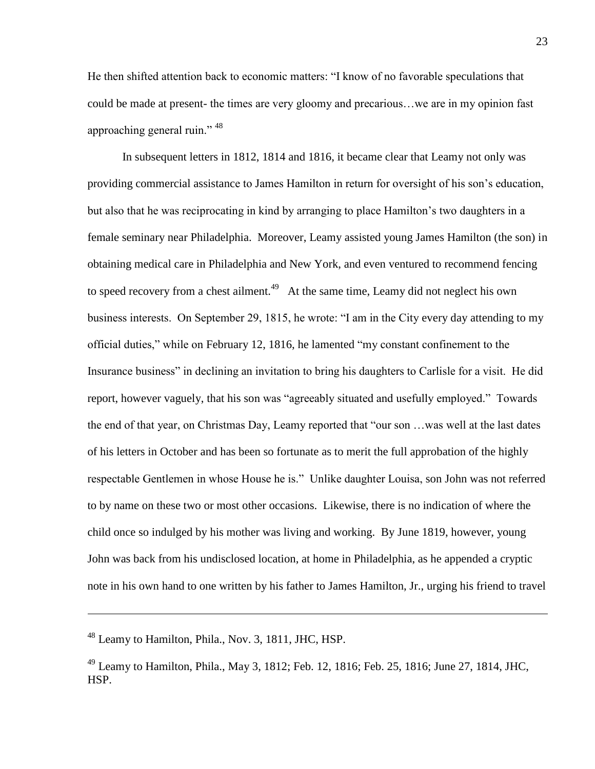He then shifted attention back to economic matters: "I know of no favorable speculations that could be made at present- the times are very gloomy and precarious…we are in my opinion fast approaching general ruin." [48]

In subsequent letters in 1812, 1814 and 1816, it became clear that Leamy not only was providing commercial assistance to James Hamilton in return for oversight of his son's education, but also that he was reciprocating in kind by arranging to place Hamilton's two daughters in a female seminary near Philadelphia. Moreover, Leamy assisted young James Hamilton (the son) in obtaining medical care in Philadelphia and New York, and even ventured to recommend fencing to speed recovery from a chest ailment.[49] At the same time, Leamy did not neglect his own business interests. On September 29, 1815, he wrote: "I am in the City every day attending to my official duties," while on February 12, 1816, he lamented "my constant confinement to the Insurance business" in declining an invitation to bring his daughters to Carlisle for a visit. He did report, however vaguely, that his son was "agreeably situated and usefully employed." Towards the end of that year, on Christmas Day, Leamy reported that "our son …was well at the last dates of his letters in October and has been so fortunate as to merit the full approbation of the highly respectable Gentlemen in whose House he is." Unlike daughter Louisa, son John was not referred to by name on these two or most other occasions. Likewise, there is no indication of where the child once so indulged by his mother was living and working. By June 1819, however, young John was back from his undisclosed location, at home in Philadelphia, as he appended a cryptic note in his own hand to one written by his father to James Hamilton, Jr., urging his friend to travel

---

[48] Leamy to Hamilton, Phila., Nov. 3, 1811, JHC, HSP.

[49] Leamy to Hamilton, Phila., May 3, 1812; Feb. 12, 1816; Feb. 25, 1816; June 27, 1814, JHC, HSP.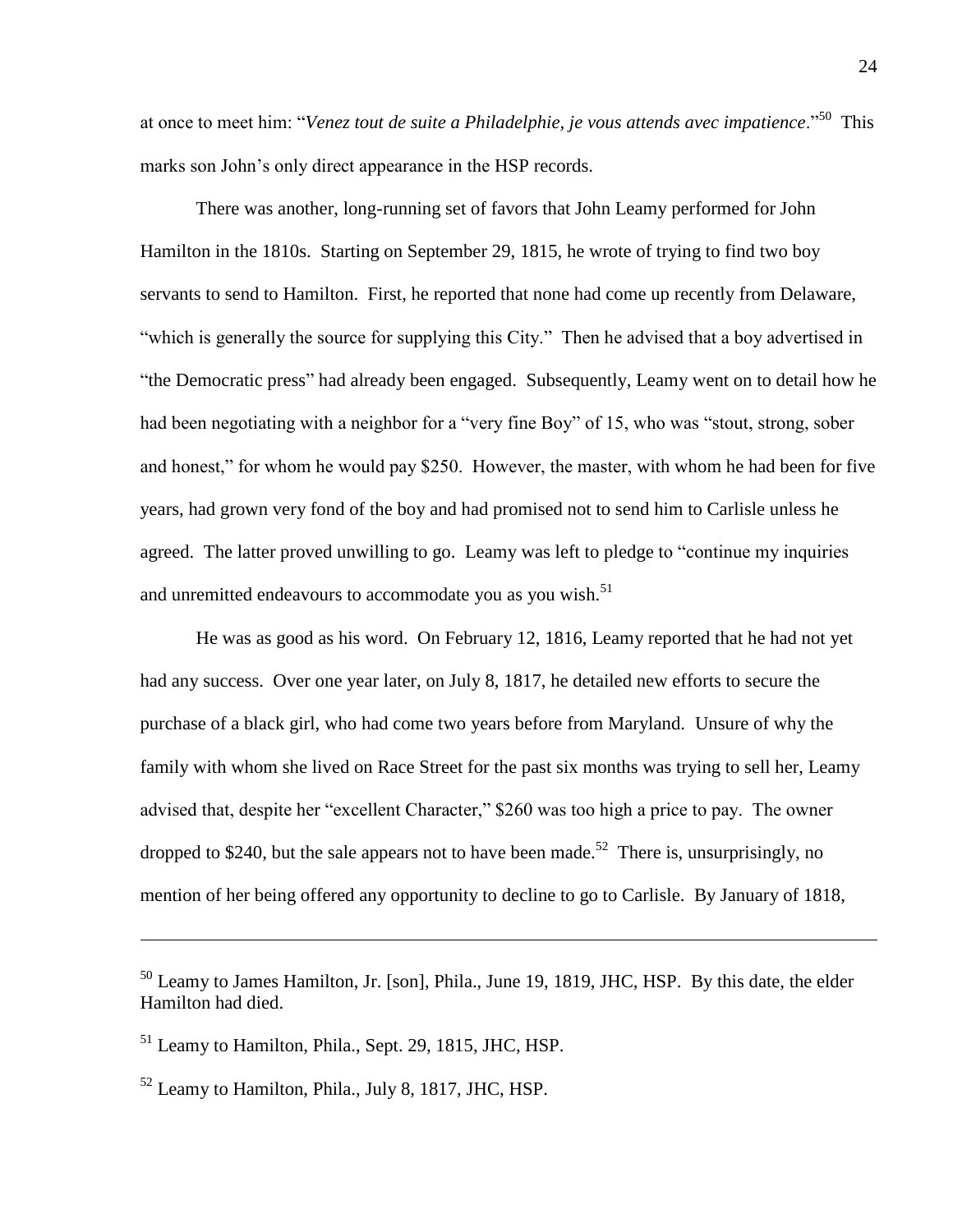at once to meet him: "*Venez tout de suite a Philadelphie, je vous attends avec impatience*."[50] This marks son John's only direct appearance in the HSP records.

There was another, long-running set of favors that John Leamy performed for John Hamilton in the 1810s. Starting on September 29, 1815, he wrote of trying to find two boy servants to send to Hamilton. First, he reported that none had come up recently from Delaware, "which is generally the source for supplying this City." Then he advised that a boy advertised in "the Democratic press" had already been engaged. Subsequently, Leamy went on to detail how he had been negotiating with a neighbor for a "very fine Boy" of 15, who was "stout, strong, sober and honest," for whom he would pay $250. However, the master, with whom he had been for five years, had grown very fond of the boy and had promised not to send him to Carlisle unless he agreed. The latter proved unwilling to go. Leamy was left to pledge to "continue my inquiries and unremitted endeavours to accommodate you as you wish.[51]

He was as good as his word. On February 12, 1816, Leamy reported that he had not yet had any success. Over one year later, on July 8, 1817, he detailed new efforts to secure the purchase of a black girl, who had come two years before from Maryland. Unsure of why the family with whom she lived on Race Street for the past six months was trying to sell her, Leamy advised that, despite her "excellent Character," $260 was too high a price to pay. The owner dropped to $240, but the sale appears not to have been made.[52] There is, unsurprisingly, no mention of her being offered any opportunity to decline to go to Carlisle. By January of 1818,

---

[50] Leamy to James Hamilton, Jr. [son], Phila., June 19, 1819, JHC, HSP. By this date, the elder Hamilton had died.

[51] Leamy to Hamilton, Phila., Sept. 29, 1815, JHC, HSP.

[52] Leamy to Hamilton, Phila., July 8, 1817, JHC, HSP.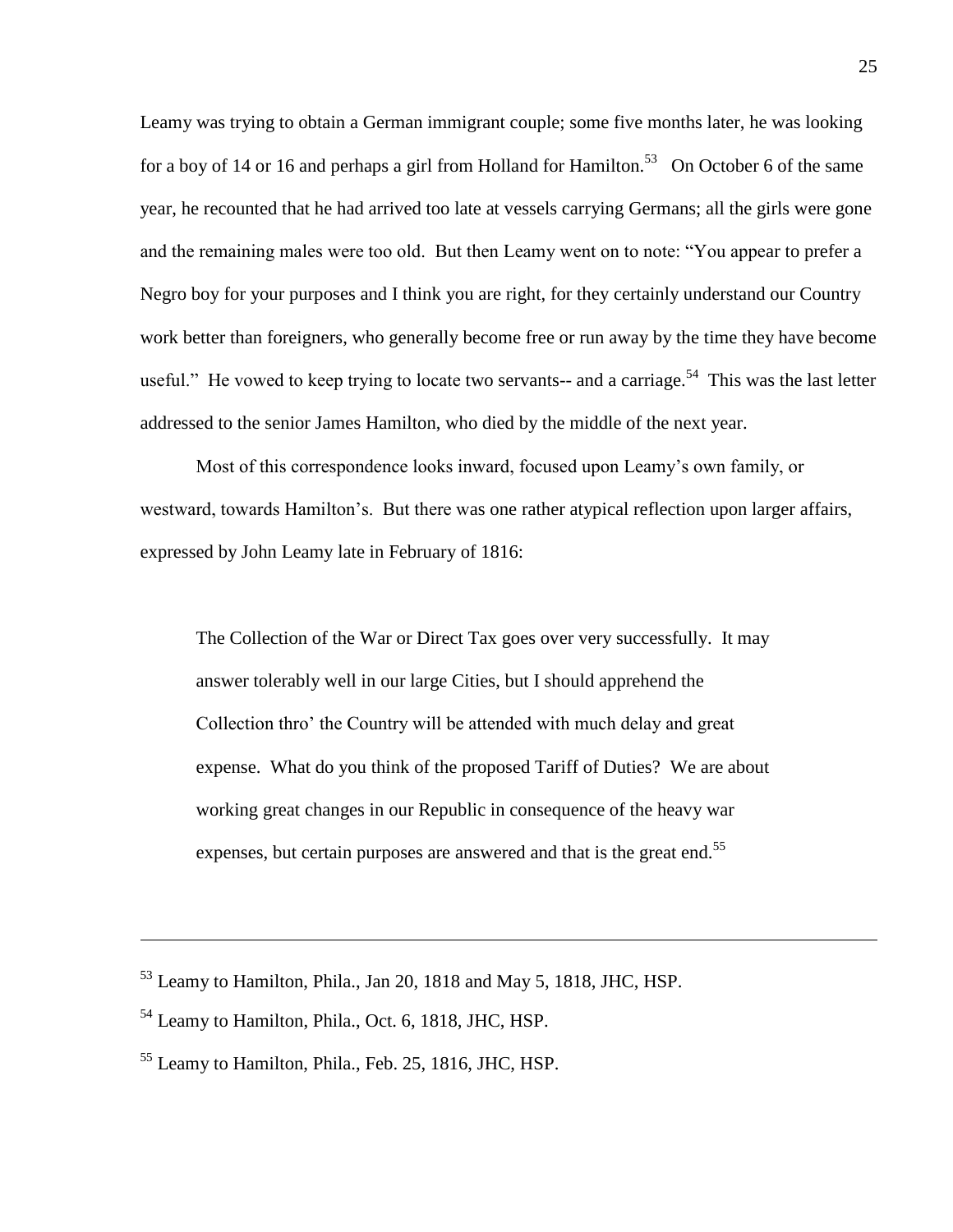Leamy was trying to obtain a German immigrant couple; some five months later, he was looking for a boy of 14 or 16 and perhaps a girl from Holland for Hamilton.[53] On October 6 of the same year, he recounted that he had arrived too late at vessels carrying Germans; all the girls were gone and the remaining males were too old. But then Leamy went on to note: "You appear to prefer a Negro boy for your purposes and I think you are right, for they certainly understand our Country work better than foreigners, who generally become free or run away by the time they have become useful." He vowed to keep trying to locate two servants-- and a carriage.[54] This was the last letter addressed to the senior James Hamilton, who died by the middle of the next year.

Most of this correspondence looks inward, focused upon Leamy's own family, or westward, towards Hamilton's. But there was one rather atypical reflection upon larger affairs, expressed by John Leamy late in February of 1816:

> The Collection of the War or Direct Tax goes over very successfully. It may answer tolerably well in our large Cities, but I should apprehend the Collection thro' the Country will be attended with much delay and great expense. What do you think of the proposed Tariff of Duties? We are about working great changes in our Republic in consequence of the heavy war expenses, but certain purposes are answered and that is the great end.[55]

---

[53] Leamy to Hamilton, Phila., Jan 20, 1818 and May 5, 1818, JHC, HSP.

[54] Leamy to Hamilton, Phila., Oct. 6, 1818, JHC, HSP.

[55] Leamy to Hamilton, Phila., Feb. 25, 1816, JHC, HSP.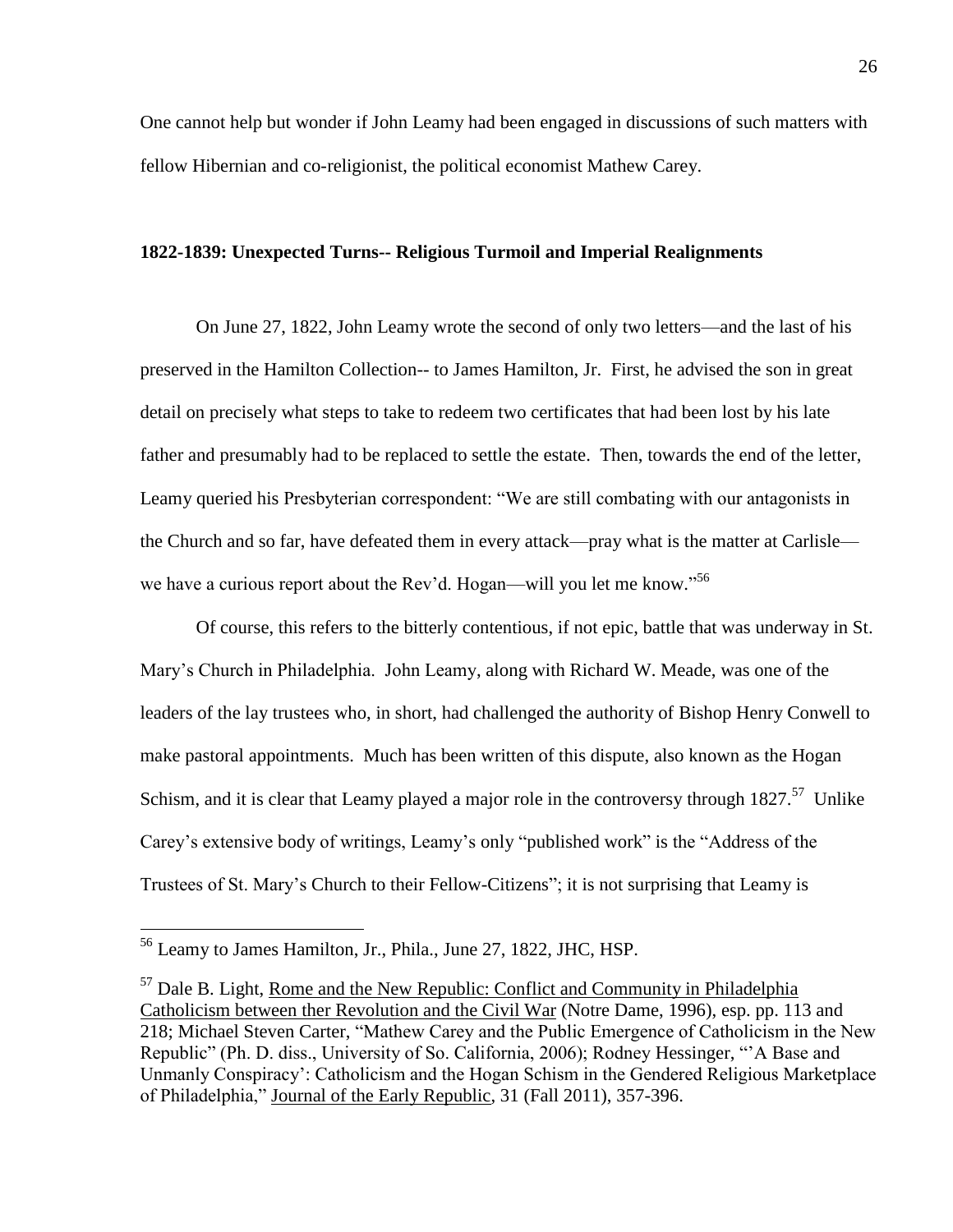One cannot help but wonder if John Leamy had been engaged in discussions of such matters with fellow Hibernian and co-religionist, the political economist Mathew Carey.

**1822-1839: Unexpected Turns-- Religious Turmoil and Imperial Realignments**

On June 27, 1822, John Leamy wrote the second of only two letters—and the last of his preserved in the Hamilton Collection-- to James Hamilton, Jr. First, he advised the son in great detail on precisely what steps to take to redeem two certificates that had been lost by his late father and presumably had to be replaced to settle the estate. Then, towards the end of the letter, Leamy queried his Presbyterian correspondent: "We are still combating with our antagonists in the Church and so far, have defeated them in every attack—pray what is the matter at Carlisle—we have a curious report about the Rev'd. Hogan—will you let me know."[56]

Of course, this refers to the bitterly contentious, if not epic, battle that was underway in St. Mary's Church in Philadelphia. John Leamy, along with Richard W. Meade, was one of the leaders of the lay trustees who, in short, had challenged the authority of Bishop Henry Conwell to make pastoral appointments. Much has been written of this dispute, also known as the Hogan Schism, and it is clear that Leamy played a major role in the controversy through 1827.[57] Unlike Carey's extensive body of writings, Leamy's only "published work" is the "Address of the Trustees of St. Mary's Church to their Fellow-Citizens"; it is not surprising that Leamy is

---

[56] Leamy to James Hamilton, Jr., Phila., June 27, 1822, JHC, HSP.

[57] Dale B. Light, Rome and the New Republic: Conflict and Community in Philadelphia Catholicism between ther Revolution and the Civil War (Notre Dame, 1996), esp. pp. 113 and 218; Michael Steven Carter, "Mathew Carey and the Public Emergence of Catholicism in the New Republic" (Ph. D. diss., University of So. California, 2006); Rodney Hessinger, "'A Base and Unmanly Conspiracy': Catholicism and the Hogan Schism in the Gendered Religious Marketplace of Philadelphia," Journal of the Early Republic, 31 (Fall 2011), 357-396.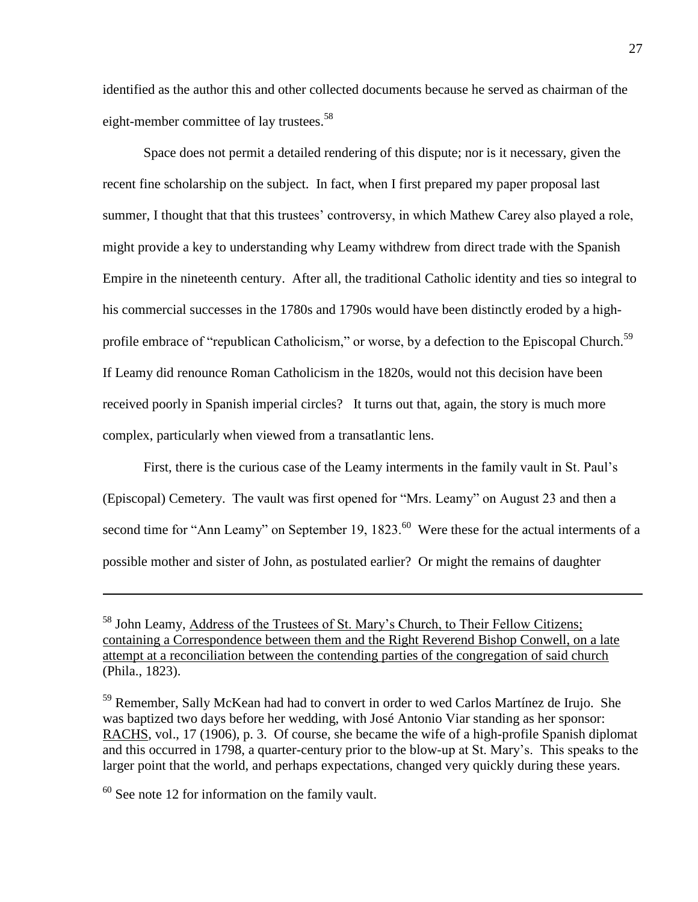identified as the author this and other collected documents because he served as chairman of the eight-member committee of lay trustees.[58]

Space does not permit a detailed rendering of this dispute; nor is it necessary, given the recent fine scholarship on the subject. In fact, when I first prepared my paper proposal last summer, I thought that that this trustees' controversy, in which Mathew Carey also played a role, might provide a key to understanding why Leamy withdrew from direct trade with the Spanish Empire in the nineteenth century. After all, the traditional Catholic identity and ties so integral to his commercial successes in the 1780s and 1790s would have been distinctly eroded by a high-profile embrace of "republican Catholicism," or worse, by a defection to the Episcopal Church.[59] If Leamy did renounce Roman Catholicism in the 1820s, would not this decision have been received poorly in Spanish imperial circles? It turns out that, again, the story is much more complex, particularly when viewed from a transatlantic lens.

First, there is the curious case of the Leamy interments in the family vault in St. Paul's (Episcopal) Cemetery. The vault was first opened for "Mrs. Leamy" on August 23 and then a second time for "Ann Leamy" on September 19, 1823.[60] Were these for the actual interments of a possible mother and sister of John, as postulated earlier? Or might the remains of daughter

---

[58] John Leamy, <u>Address of the Trustees of St. Mary's Church, to Their Fellow Citizens; containing a Correspondence between them and the Right Reverend Bishop Conwell, on a late attempt at a reconciliation between the contending parties of the congregation of said church</u> (Phila., 1823).

[59] Remember, Sally McKean had had to convert in order to wed Carlos Martínez de Irujo. She was baptized two days before her wedding, with José Antonio Viar standing as her sponsor: <u>RACHS</u>, vol., 17 (1906), p. 3. Of course, she became the wife of a high-profile Spanish diplomat and this occurred in 1798, a quarter-century prior to the blow-up at St. Mary's. This speaks to the larger point that the world, and perhaps expectations, changed very quickly during these years.

[60] See note 12 for information on the family vault.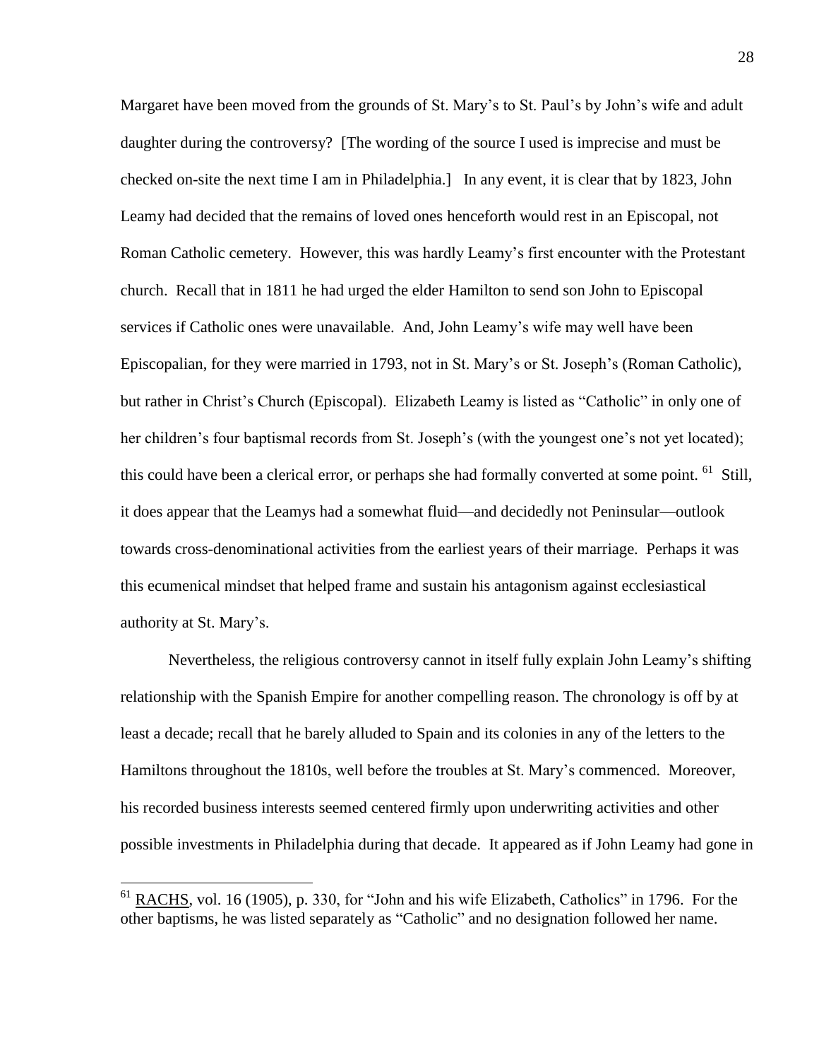Margaret have been moved from the grounds of St. Mary's to St. Paul's by John's wife and adult daughter during the controversy? [The wording of the source I used is imprecise and must be checked on-site the next time I am in Philadelphia.] In any event, it is clear that by 1823, John Leamy had decided that the remains of loved ones henceforth would rest in an Episcopal, not Roman Catholic cemetery. However, this was hardly Leamy's first encounter with the Protestant church. Recall that in 1811 he had urged the elder Hamilton to send son John to Episcopal services if Catholic ones were unavailable. And, John Leamy's wife may well have been Episcopalian, for they were married in 1793, not in St. Mary's or St. Joseph's (Roman Catholic), but rather in Christ's Church (Episcopal). Elizabeth Leamy is listed as "Catholic" in only one of her children's four baptismal records from St. Joseph's (with the youngest one's not yet located); this could have been a clerical error, or perhaps she had formally converted at some point. [61] Still, it does appear that the Leamys had a somewhat fluid—and decidedly not Peninsular—outlook towards cross-denominational activities from the earliest years of their marriage. Perhaps it was this ecumenical mindset that helped frame and sustain his antagonism against ecclesiastical authority at St. Mary's.

Nevertheless, the religious controversy cannot in itself fully explain John Leamy's shifting relationship with the Spanish Empire for another compelling reason. The chronology is off by at least a decade; recall that he barely alluded to Spain and its colonies in any of the letters to the Hamiltons throughout the 1810s, well before the troubles at St. Mary's commenced. Moreover, his recorded business interests seemed centered firmly upon underwriting activities and other possible investments in Philadelphia during that decade. It appeared as if John Leamy had gone in

---

[61] RACHS, vol. 16 (1905), p. 330, for "John and his wife Elizabeth, Catholics" in 1796. For the other baptisms, he was listed separately as "Catholic" and no designation followed her name.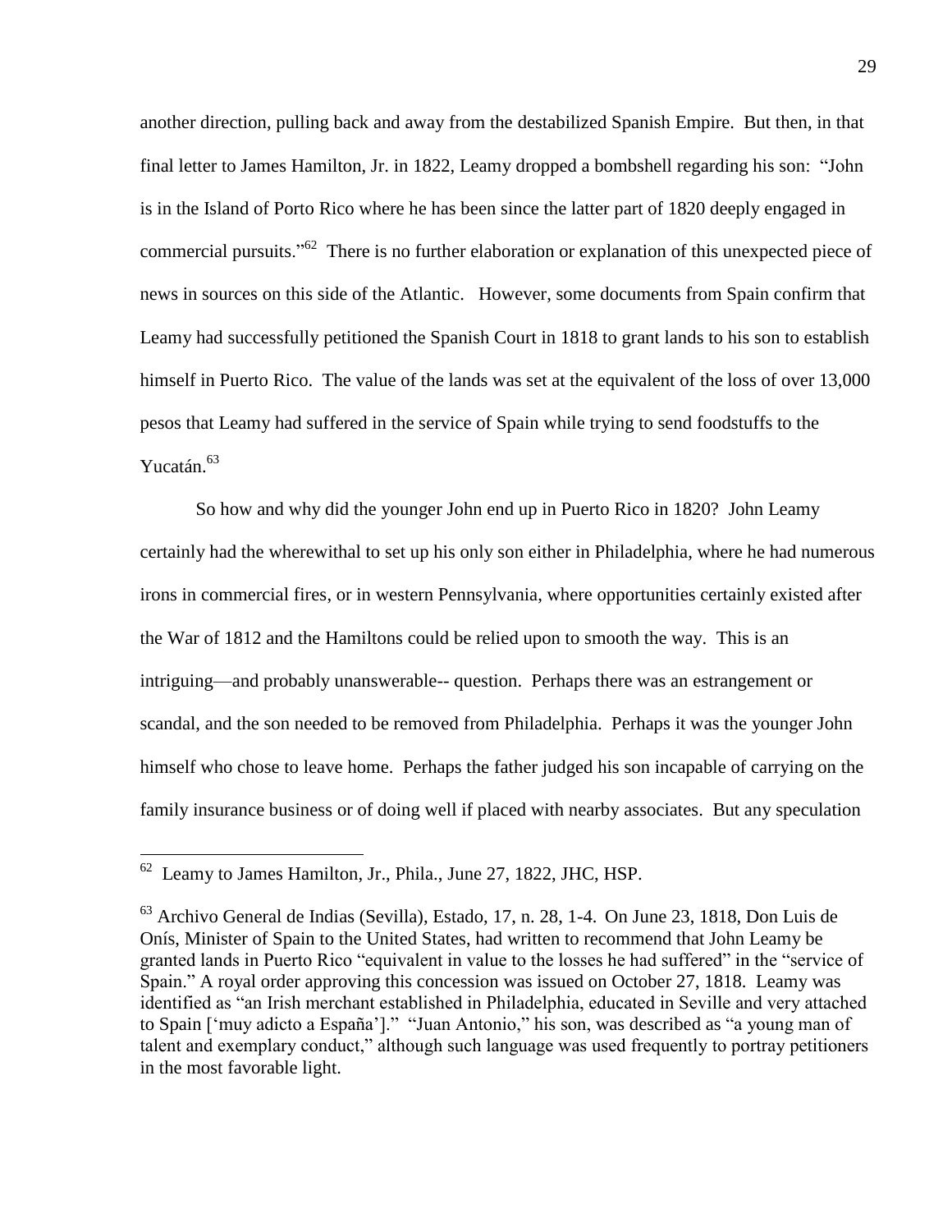another direction, pulling back and away from the destabilized Spanish Empire. But then, in that final letter to James Hamilton, Jr. in 1822, Leamy dropped a bombshell regarding his son: "John is in the Island of Porto Rico where he has been since the latter part of 1820 deeply engaged in commercial pursuits."[62] There is no further elaboration or explanation of this unexpected piece of news in sources on this side of the Atlantic. However, some documents from Spain confirm that Leamy had successfully petitioned the Spanish Court in 1818 to grant lands to his son to establish himself in Puerto Rico. The value of the lands was set at the equivalent of the loss of over 13,000 pesos that Leamy had suffered in the service of Spain while trying to send foodstuffs to the Yucatán.[63]

So how and why did the younger John end up in Puerto Rico in 1820? John Leamy certainly had the wherewithal to set up his only son either in Philadelphia, where he had numerous irons in commercial fires, or in western Pennsylvania, where opportunities certainly existed after the War of 1812 and the Hamiltons could be relied upon to smooth the way. This is an intriguing—and probably unanswerable-- question. Perhaps there was an estrangement or scandal, and the son needed to be removed from Philadelphia. Perhaps it was the younger John himself who chose to leave home. Perhaps the father judged his son incapable of carrying on the family insurance business or of doing well if placed with nearby associates. But any speculation

---

[62] Leamy to James Hamilton, Jr., Phila., June 27, 1822, JHC, HSP.

[63] Archivo General de Indias (Sevilla), Estado, 17, n. 28, 1-4. On June 23, 1818, Don Luis de Onís, Minister of Spain to the United States, had written to recommend that John Leamy be granted lands in Puerto Rico "equivalent in value to the losses he had suffered" in the "service of Spain." A royal order approving this concession was issued on October 27, 1818. Leamy was identified as "an Irish merchant established in Philadelphia, educated in Seville and very attached to Spain ['muy adicto a España']." "Juan Antonio," his son, was described as "a young man of talent and exemplary conduct," although such language was used frequently to portray petitioners in the most favorable light.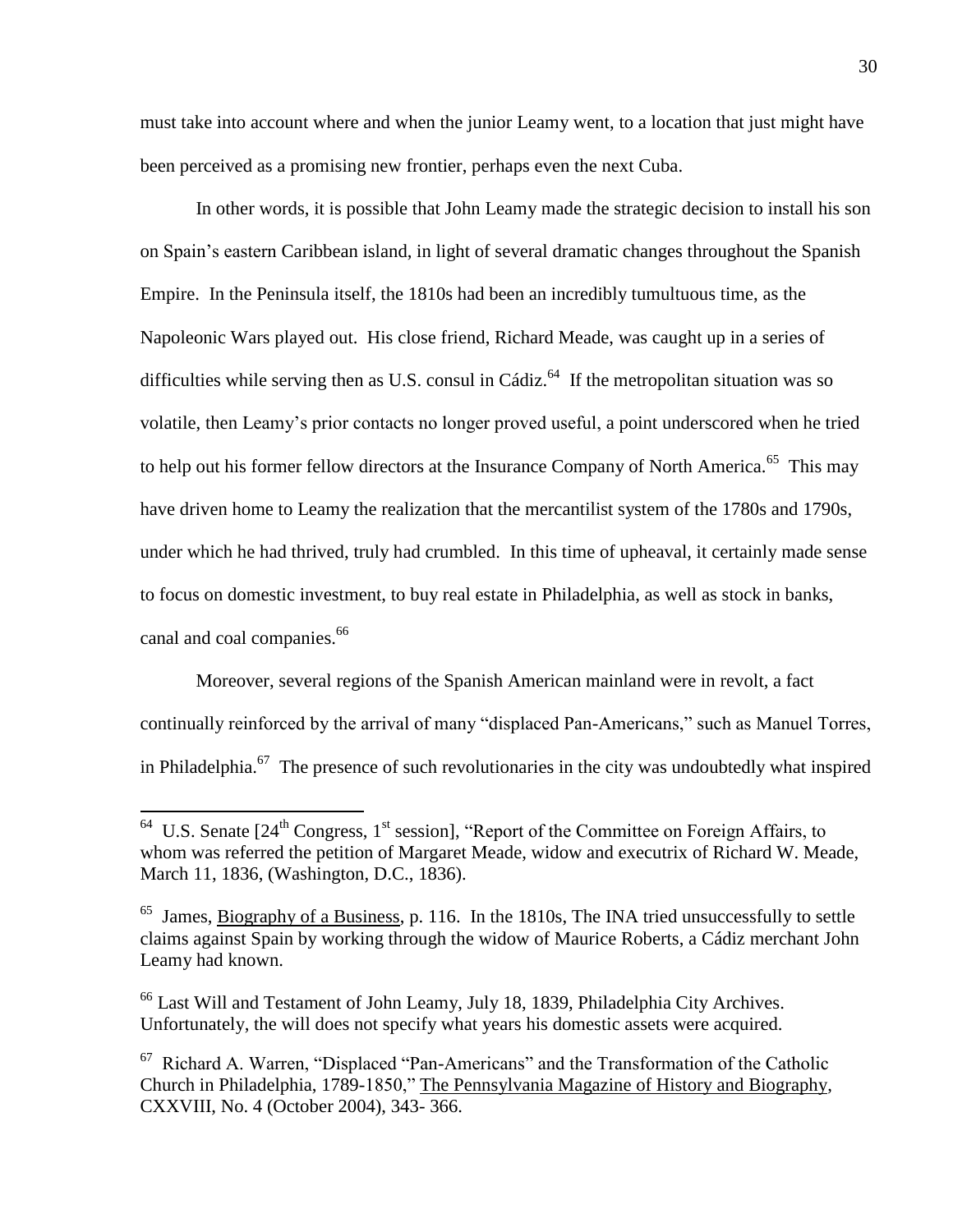must take into account where and when the junior Leamy went, to a location that just might have been perceived as a promising new frontier, perhaps even the next Cuba.

In other words, it is possible that John Leamy made the strategic decision to install his son on Spain's eastern Caribbean island, in light of several dramatic changes throughout the Spanish Empire. In the Peninsula itself, the 1810s had been an incredibly tumultuous time, as the Napoleonic Wars played out. His close friend, Richard Meade, was caught up in a series of difficulties while serving then as U.S. consul in Cádiz.[64] If the metropolitan situation was so volatile, then Leamy's prior contacts no longer proved useful, a point underscored when he tried to help out his former fellow directors at the Insurance Company of North America.[65] This may have driven home to Leamy the realization that the mercantilist system of the 1780s and 1790s, under which he had thrived, truly had crumbled. In this time of upheaval, it certainly made sense to focus on domestic investment, to buy real estate in Philadelphia, as well as stock in banks, canal and coal companies.[66]

Moreover, several regions of the Spanish American mainland were in revolt, a fact continually reinforced by the arrival of many "displaced Pan-Americans," such as Manuel Torres, in Philadelphia.[67] The presence of such revolutionaries in the city was undoubtedly what inspired

---

[64] U.S. Senate [24th Congress, 1st session], "Report of the Committee on Foreign Affairs, to whom was referred the petition of Margaret Meade, widow and executrix of Richard W. Meade, March 11, 1836, (Washington, D.C., 1836).

[65] James, Biography of a Business, p. 116. In the 1810s, The INA tried unsuccessfully to settle claims against Spain by working through the widow of Maurice Roberts, a Cádiz merchant John Leamy had known.

[66] Last Will and Testament of John Leamy, July 18, 1839, Philadelphia City Archives. Unfortunately, the will does not specify what years his domestic assets were acquired.

[67] Richard A. Warren, "Displaced "Pan-Americans" and the Transformation of the Catholic Church in Philadelphia, 1789-1850," The Pennsylvania Magazine of History and Biography, CXXVIII, No. 4 (October 2004), 343- 366.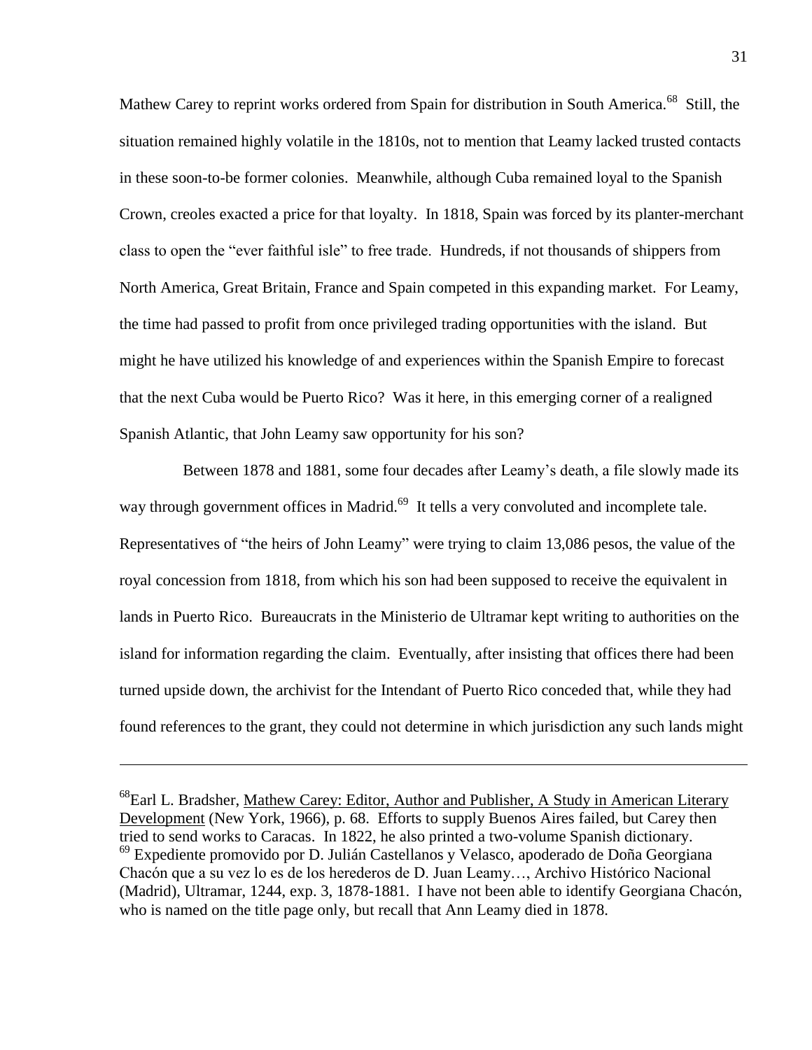Mathew Carey to reprint works ordered from Spain for distribution in South America.[68] Still, the situation remained highly volatile in the 1810s, not to mention that Leamy lacked trusted contacts in these soon-to-be former colonies. Meanwhile, although Cuba remained loyal to the Spanish Crown, creoles exacted a price for that loyalty. In 1818, Spain was forced by its planter-merchant class to open the "ever faithful isle" to free trade. Hundreds, if not thousands of shippers from North America, Great Britain, France and Spain competed in this expanding market. For Leamy, the time had passed to profit from once privileged trading opportunities with the island. But might he have utilized his knowledge of and experiences within the Spanish Empire to forecast that the next Cuba would be Puerto Rico? Was it here, in this emerging corner of a realigned Spanish Atlantic, that John Leamy saw opportunity for his son?

Between 1878 and 1881, some four decades after Leamy's death, a file slowly made its way through government offices in Madrid.[69] It tells a very convoluted and incomplete tale. Representatives of "the heirs of John Leamy" were trying to claim 13,086 pesos, the value of the royal concession from 1818, from which his son had been supposed to receive the equivalent in lands in Puerto Rico. Bureaucrats in the Ministerio de Ultramar kept writing to authorities on the island for information regarding the claim. Eventually, after insisting that offices there had been turned upside down, the archivist for the Intendant of Puerto Rico conceded that, while they had found references to the grant, they could not determine in which jurisdiction any such lands might

---

[68] Earl L. Bradsher, Mathew Carey: Editor, Author and Publisher, A Study in American Literary Development (New York, 1966), p. 68. Efforts to supply Buenos Aires failed, but Carey then tried to send works to Caracas. In 1822, he also printed a two-volume Spanish dictionary.

[69] Expediente promovido por D. Julián Castellanos y Velasco, apoderado de Doña Georgiana Chacón que a su vez lo es de los herederos de D. Juan Leamy…, Archivo Histórico Nacional (Madrid), Ultramar, 1244, exp. 3, 1878-1881. I have not been able to identify Georgiana Chacón, who is named on the title page only, but recall that Ann Leamy died in 1878.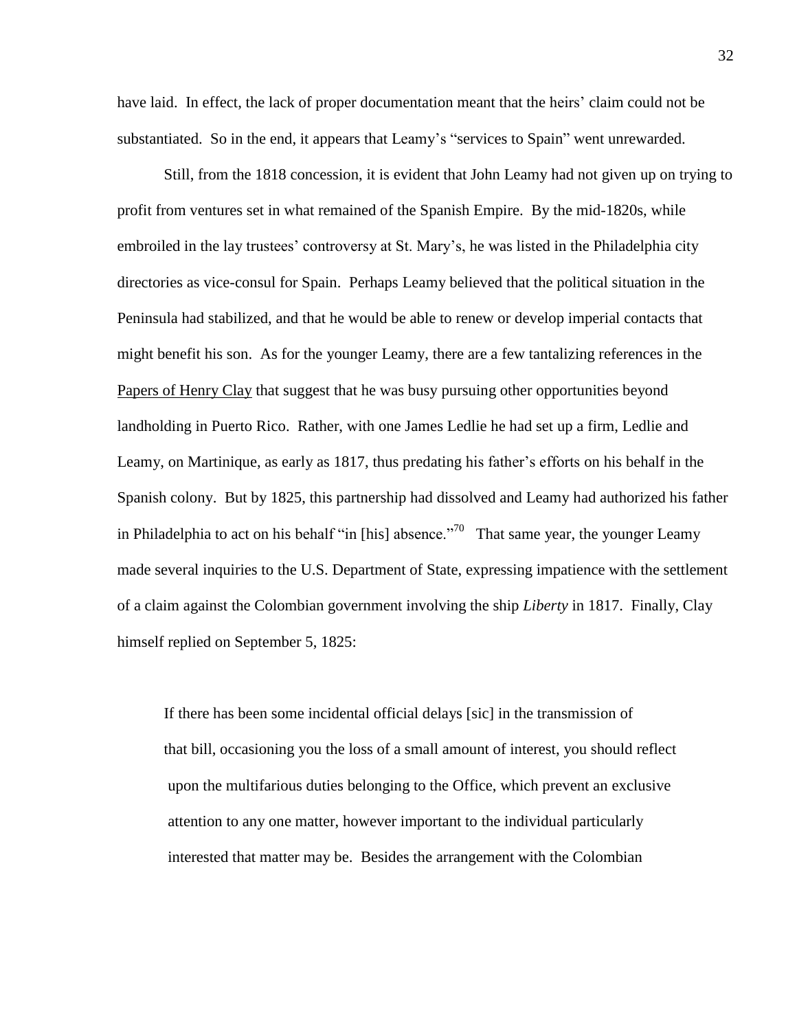have laid. In effect, the lack of proper documentation meant that the heirs' claim could not be substantiated. So in the end, it appears that Leamy's "services to Spain" went unrewarded.

Still, from the 1818 concession, it is evident that John Leamy had not given up on trying to profit from ventures set in what remained of the Spanish Empire. By the mid-1820s, while embroiled in the lay trustees' controversy at St. Mary's, he was listed in the Philadelphia city directories as vice-consul for Spain. Perhaps Leamy believed that the political situation in the Peninsula had stabilized, and that he would be able to renew or develop imperial contacts that might benefit his son. As for the younger Leamy, there are a few tantalizing references in the Papers of Henry Clay that suggest that he was busy pursuing other opportunities beyond landholding in Puerto Rico. Rather, with one James Ledlie he had set up a firm, Ledlie and Leamy, on Martinique, as early as 1817, thus predating his father's efforts on his behalf in the Spanish colony. But by 1825, this partnership had dissolved and Leamy had authorized his father in Philadelphia to act on his behalf "in [his] absence."[70] That same year, the younger Leamy made several inquiries to the U.S. Department of State, expressing impatience with the settlement of a claim against the Colombian government involving the ship *Liberty* in 1817. Finally, Clay himself replied on September 5, 1825:

> If there has been some incidental official delays [sic] in the transmission of that bill, occasioning you the loss of a small amount of interest, you should reflect upon the multifarious duties belonging to the Office, which prevent an exclusive attention to any one matter, however important to the individual particularly interested that matter may be. Besides the arrangement with the Colombian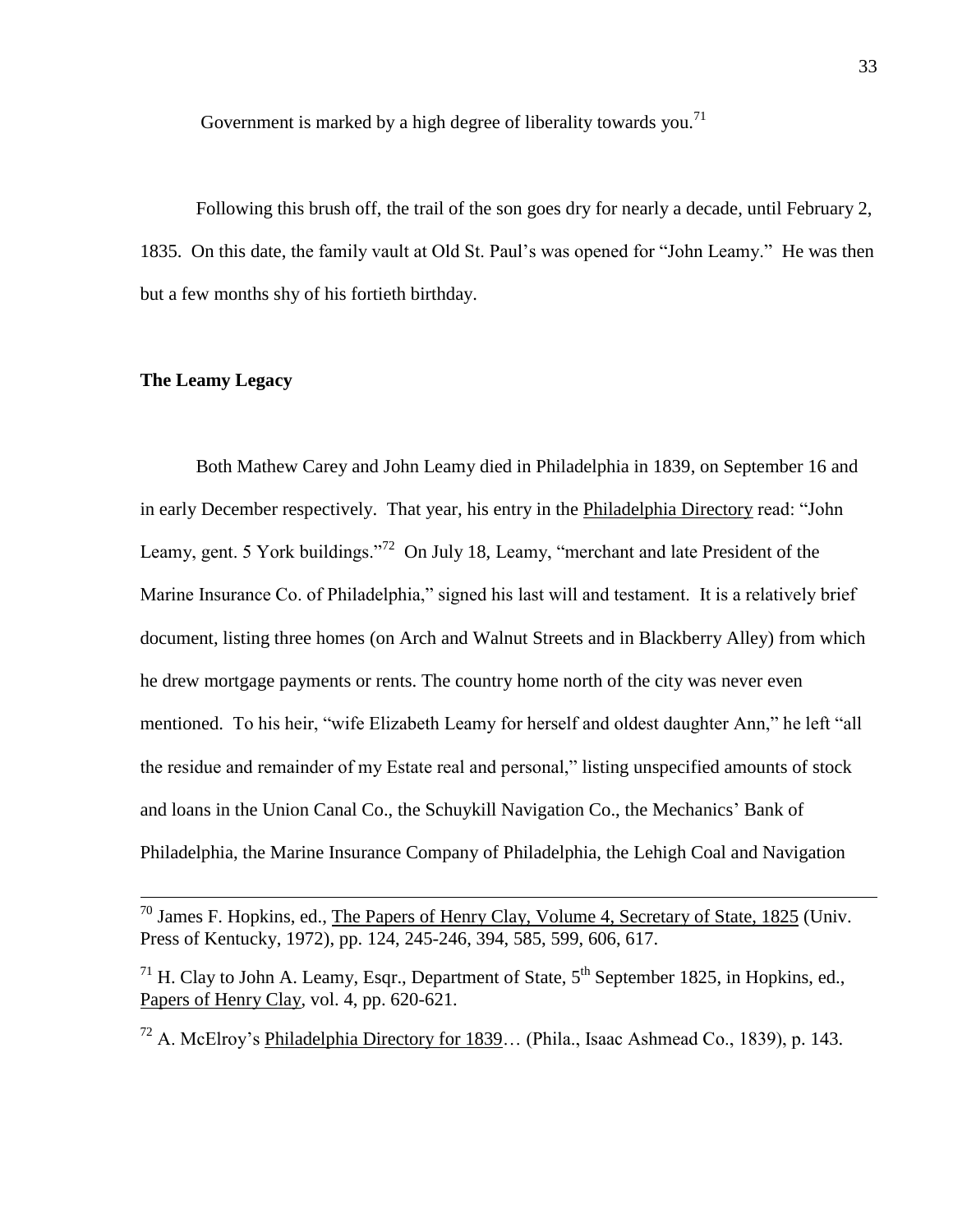Government is marked by a high degree of liberality towards you.[71]

Following this brush off, the trail of the son goes dry for nearly a decade, until February 2, 1835. On this date, the family vault at Old St. Paul's was opened for "John Leamy." He was then but a few months shy of his fortieth birthday.

### The Leamy Legacy

Both Mathew Carey and John Leamy died in Philadelphia in 1839, on September 16 and in early December respectively. That year, his entry in the Philadelphia Directory read: "John Leamy, gent. 5 York buildings."[72] On July 18, Leamy, "merchant and late President of the Marine Insurance Co. of Philadelphia," signed his last will and testament. It is a relatively brief document, listing three homes (on Arch and Walnut Streets and in Blackberry Alley) from which he drew mortgage payments or rents. The country home north of the city was never even mentioned. To his heir, "wife Elizabeth Leamy for herself and oldest daughter Ann," he left "all the residue and remainder of my Estate real and personal," listing unspecified amounts of stock and loans in the Union Canal Co., the Schuykill Navigation Co., the Mechanics' Bank of Philadelphia, the Marine Insurance Company of Philadelphia, the Lehigh Coal and Navigation

---

[70] James F. Hopkins, ed., The Papers of Henry Clay, Volume 4, Secretary of State, 1825 (Univ. Press of Kentucky, 1972), pp. 124, 245-246, 394, 585, 599, 606, 617.

[71] H. Clay to John A. Leamy, Esqr., Department of State, 5th September 1825, in Hopkins, ed., Papers of Henry Clay, vol. 4, pp. 620-621.

[72] A. McElroy's Philadelphia Directory for 1839… (Phila., Isaac Ashmead Co., 1839), p. 143.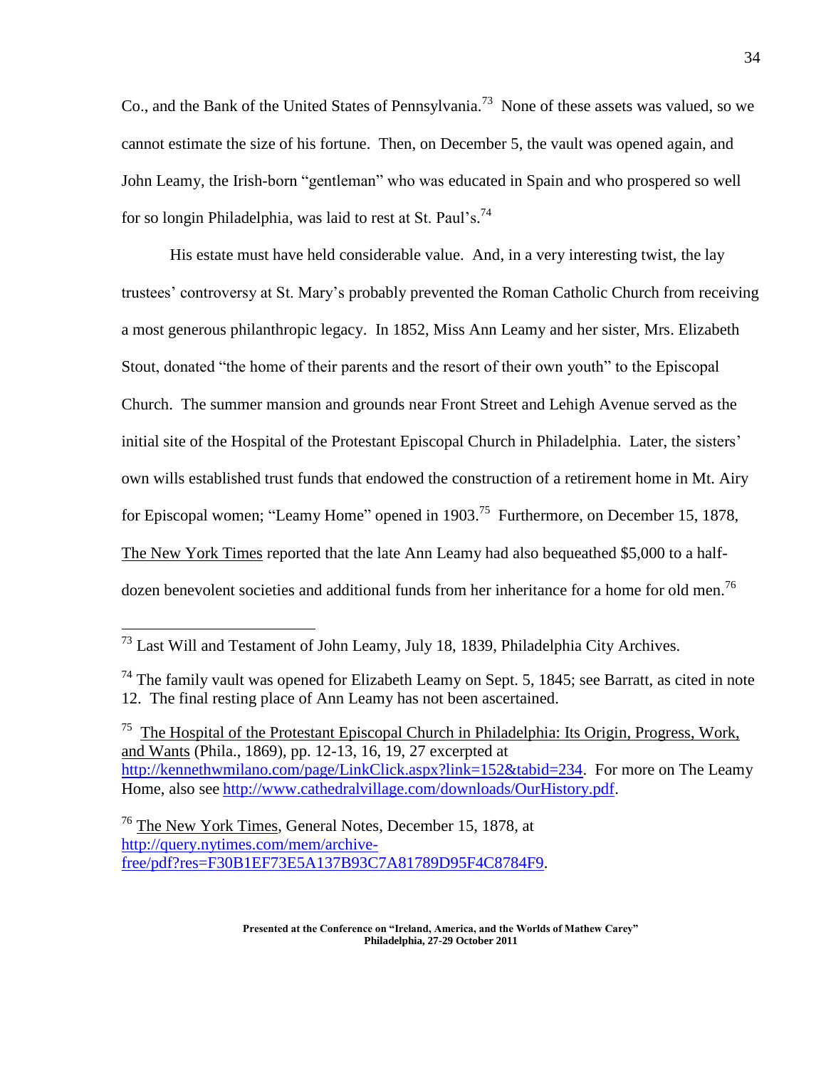Co., and the Bank of the United States of Pennsylvania.[73] None of these assets was valued, so we cannot estimate the size of his fortune. Then, on December 5, the vault was opened again, and John Leamy, the Irish-born "gentleman" who was educated in Spain and who prospered so well for so longin Philadelphia, was laid to rest at St. Paul's.[74]

His estate must have held considerable value. And, in a very interesting twist, the lay trustees' controversy at St. Mary's probably prevented the Roman Catholic Church from receiving a most generous philanthropic legacy. In 1852, Miss Ann Leamy and her sister, Mrs. Elizabeth Stout, donated "the home of their parents and the resort of their own youth" to the Episcopal Church. The summer mansion and grounds near Front Street and Lehigh Avenue served as the initial site of the Hospital of the Protestant Episcopal Church in Philadelphia. Later, the sisters' own wills established trust funds that endowed the construction of a retirement home in Mt. Airy for Episcopal women; "Leamy Home" opened in 1903.[75] Furthermore, on December 15, 1878, The New York Times reported that the late Ann Leamy had also bequeathed $5,000 to a half-dozen benevolent societies and additional funds from her inheritance for a home for old men.[76]

---

[73] Last Will and Testament of John Leamy, July 18, 1839, Philadelphia City Archives.

[74] The family vault was opened for Elizabeth Leamy on Sept. 5, 1845; see Barratt, as cited in note 12. The final resting place of Ann Leamy has not been ascertained.

[75] The Hospital of the Protestant Episcopal Church in Philadelphia: Its Origin, Progress, Work, and Wants (Phila., 1869), pp. 12-13, 16, 19, 27 excerpted at http://kennethwmilano.com/page/LinkClick.aspx?link=152&tabid=234. For more on The Leamy Home, also see http://www.cathedralvillage.com/downloads/OurHistory.pdf.

[76] The New York Times, General Notes, December 15, 1878, at http://query.nytimes.com/mem/archive-free/pdf?res=F30B1EF73E5A137B93C7A81789D95F4C8784F9.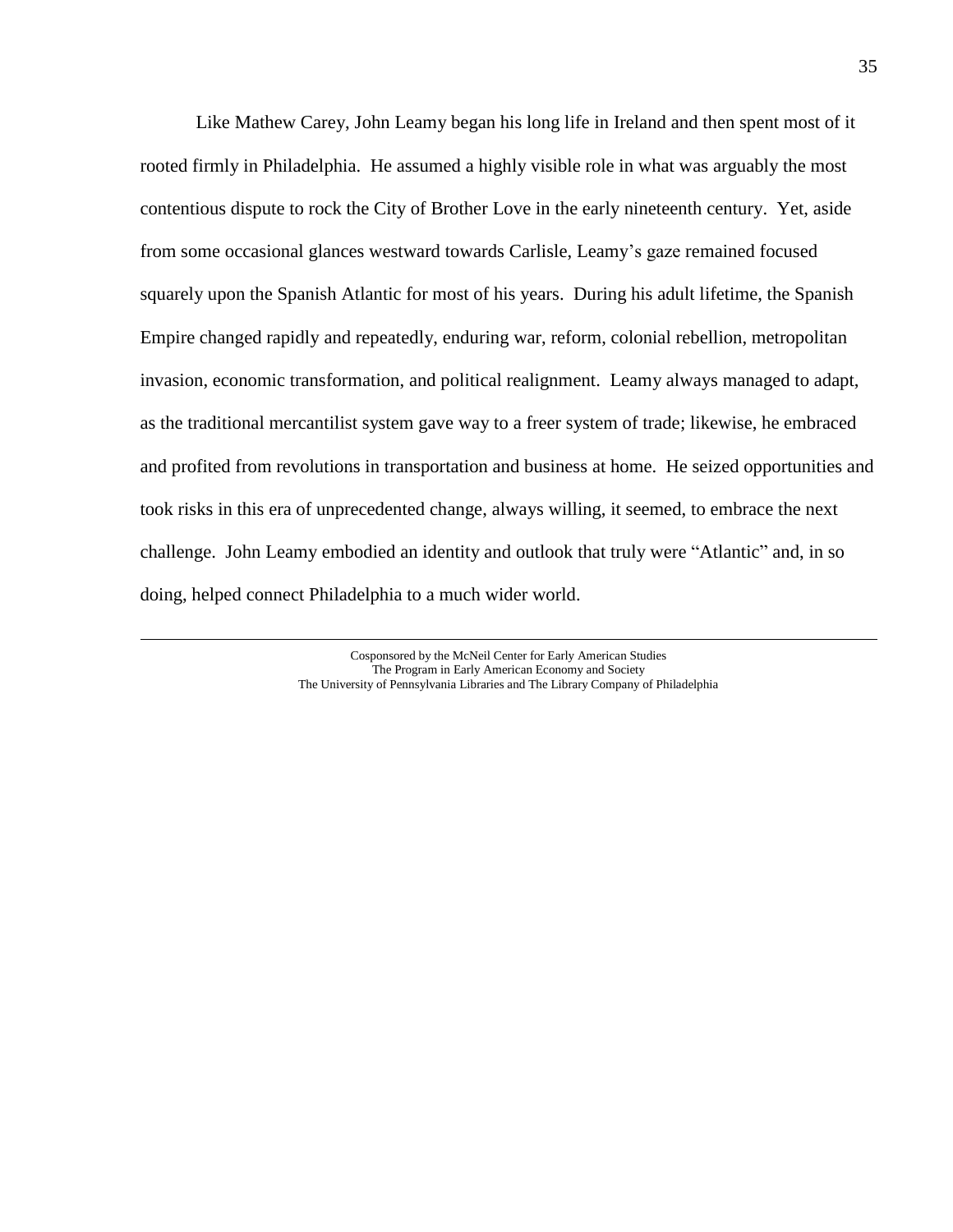Like Mathew Carey, John Leamy began his long life in Ireland and then spent most of it rooted firmly in Philadelphia. He assumed a highly visible role in what was arguably the most contentious dispute to rock the City of Brother Love in the early nineteenth century. Yet, aside from some occasional glances westward towards Carlisle, Leamy's gaze remained focused squarely upon the Spanish Atlantic for most of his years. During his adult lifetime, the Spanish Empire changed rapidly and repeatedly, enduring war, reform, colonial rebellion, metropolitan invasion, economic transformation, and political realignment. Leamy always managed to adapt, as the traditional mercantilist system gave way to a freer system of trade; likewise, he embraced and profited from revolutions in transportation and business at home. He seized opportunities and took risks in this era of unprecedented change, always willing, it seemed, to embrace the next challenge. John Leamy embodied an identity and outlook that truly were "Atlantic" and, in so doing, helped connect Philadelphia to a much wider world.

---

Cosponsored by the McNeil Center for Early American Studies
The Program in Early American Economy and Society
The University of Pennsylvania Libraries and The Library Company of Philadelphia